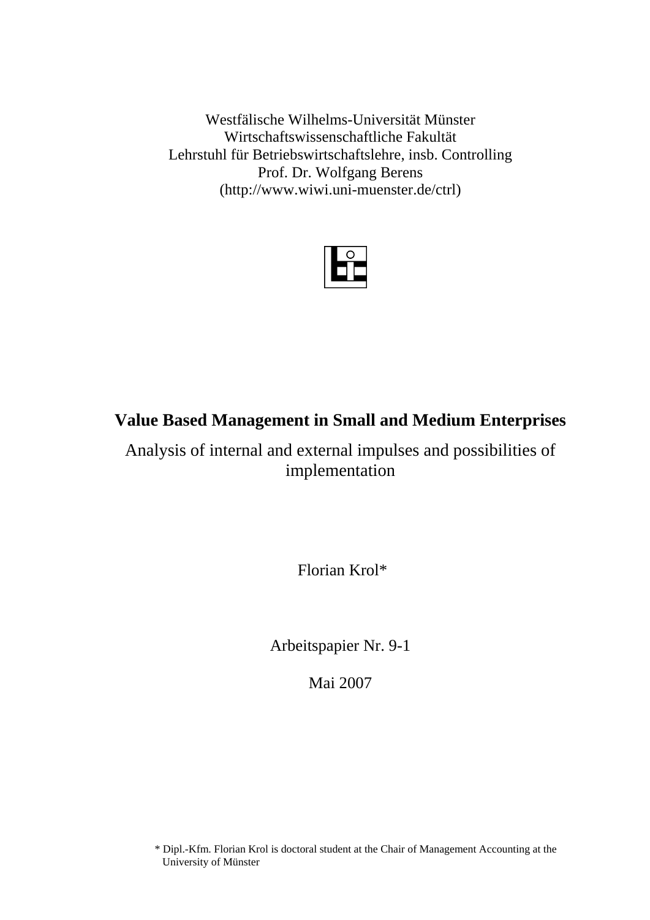Westfälische Wilhelms-Universität Münster
Wirtschaftswissenschaftliche Fakultät
Lehrstuhl für Betriebswirtschaftslehre, insb. Controlling
Prof. Dr. Wolfgang Berens
(http://www.wiwi.uni-muenster.de/ctrl)

# Value Based Management in Small and Medium Enterprises

Analysis of internal and external impulses and possibilities of implementation

Florian Krol*

Arbeitspapier Nr. 9-1

Mai 2007

* Dipl.-Kfm. Florian Krol is doctoral student at the Chair of Management Accounting at the University of Münster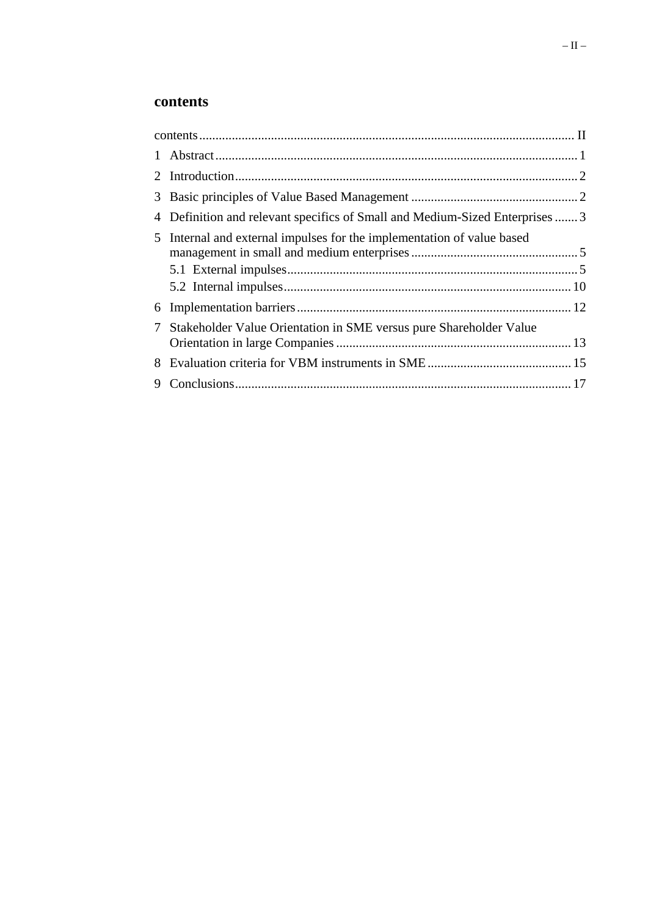# contents

contents .......... II

1 Abstract .......... 1

2 Introduction .......... 2

3 Basic principles of Value Based Management .......... 2

4 Definition and relevant specifics of Small and Medium-Sized Enterprises .......... 3

5 Internal and external impulses for the implementation of value based management in small and medium enterprises .......... 5

  5.1 External impulses .......... 5

  5.2 Internal impulses .......... 10

6 Implementation barriers .......... 12

7 Stakeholder Value Orientation in SME versus pure Shareholder Value Orientation in large Companies .......... 13

8 Evaluation criteria for VBM instruments in SME .......... 15

9 Conclusions .......... 17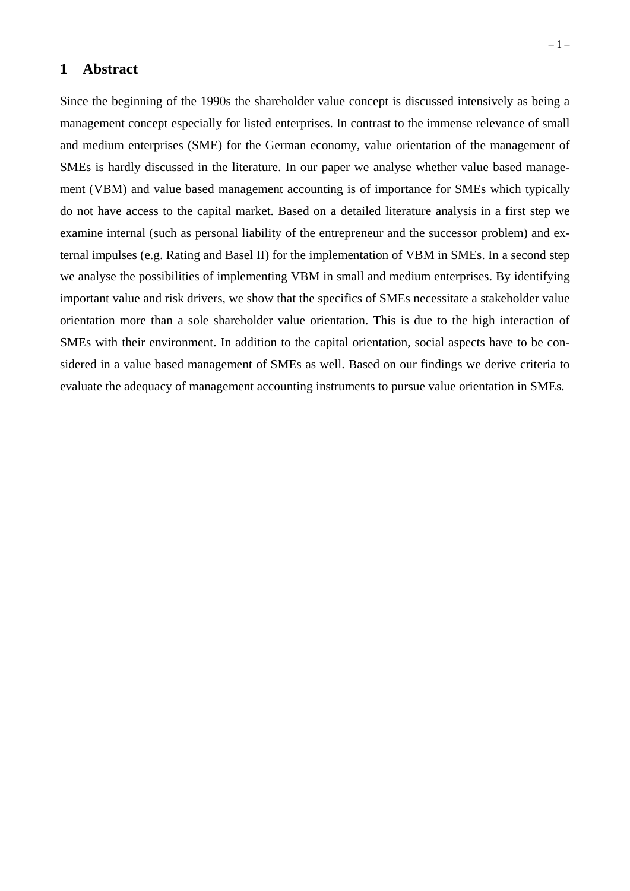# 1 Abstract

Since the beginning of the 1990s the shareholder value concept is discussed intensively as being a management concept especially for listed enterprises. In contrast to the immense relevance of small and medium enterprises (SME) for the German economy, value orientation of the management of SMEs is hardly discussed in the literature. In our paper we analyse whether value based management (VBM) and value based management accounting is of importance for SMEs which typically do not have access to the capital market. Based on a detailed literature analysis in a first step we examine internal (such as personal liability of the entrepreneur and the successor problem) and external impulses (e.g. Rating and Basel II) for the implementation of VBM in SMEs. In a second step we analyse the possibilities of implementing VBM in small and medium enterprises. By identifying important value and risk drivers, we show that the specifics of SMEs necessitate a stakeholder value orientation more than a sole shareholder value orientation. This is due to the high interaction of SMEs with their environment. In addition to the capital orientation, social aspects have to be considered in a value based management of SMEs as well. Based on our findings we derive criteria to evaluate the adequacy of management accounting instruments to pursue value orientation in SMEs.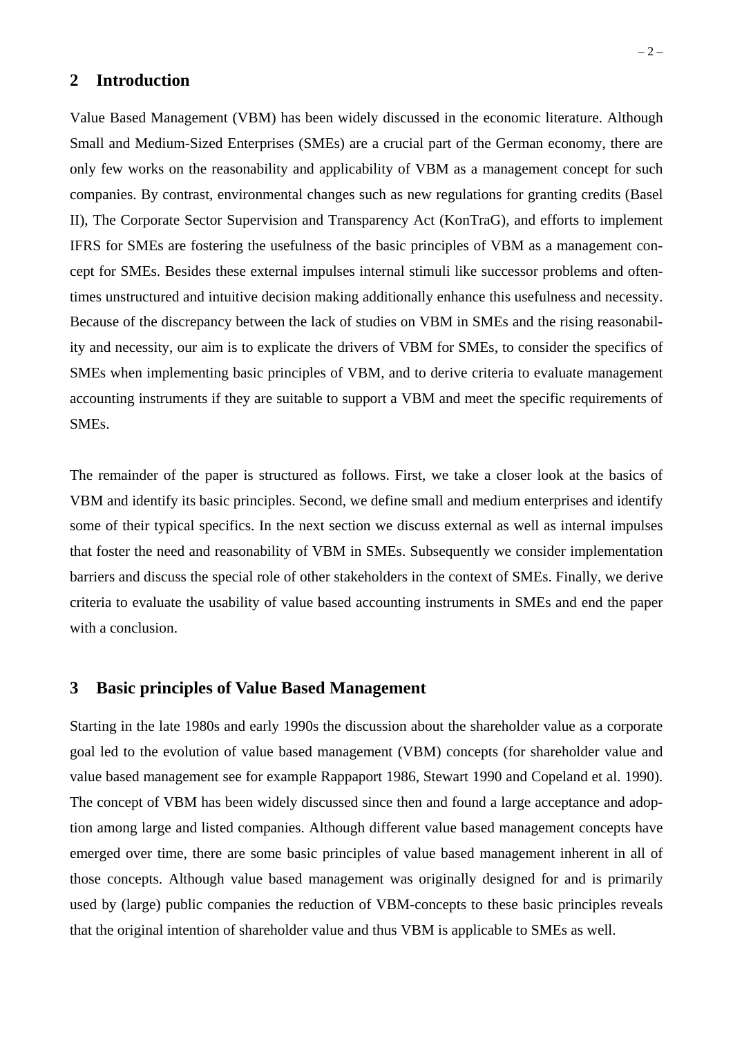## 2 Introduction

Value Based Management (VBM) has been widely discussed in the economic literature. Although Small and Medium-Sized Enterprises (SMEs) are a crucial part of the German economy, there are only few works on the reasonability and applicability of VBM as a management concept for such companies. By contrast, environmental changes such as new regulations for granting credits (Basel II), The Corporate Sector Supervision and Transparency Act (KonTraG), and efforts to implement IFRS for SMEs are fostering the usefulness of the basic principles of VBM as a management concept for SMEs. Besides these external impulses internal stimuli like successor problems and oftentimes unstructured and intuitive decision making additionally enhance this usefulness and necessity. Because of the discrepancy between the lack of studies on VBM in SMEs and the rising reasonability and necessity, our aim is to explicate the drivers of VBM for SMEs, to consider the specifics of SMEs when implementing basic principles of VBM, and to derive criteria to evaluate management accounting instruments if they are suitable to support a VBM and meet the specific requirements of SMEs.

The remainder of the paper is structured as follows. First, we take a closer look at the basics of VBM and identify its basic principles. Second, we define small and medium enterprises and identify some of their typical specifics. In the next section we discuss external as well as internal impulses that foster the need and reasonability of VBM in SMEs. Subsequently we consider implementation barriers and discuss the special role of other stakeholders in the context of SMEs. Finally, we derive criteria to evaluate the usability of value based accounting instruments in SMEs and end the paper with a conclusion.

## 3 Basic principles of Value Based Management

Starting in the late 1980s and early 1990s the discussion about the shareholder value as a corporate goal led to the evolution of value based management (VBM) concepts (for shareholder value and value based management see for example Rappaport 1986, Stewart 1990 and Copeland et al. 1990). The concept of VBM has been widely discussed since then and found a large acceptance and adoption among large and listed companies. Although different value based management concepts have emerged over time, there are some basic principles of value based management inherent in all of those concepts. Although value based management was originally designed for and is primarily used by (large) public companies the reduction of VBM-concepts to these basic principles reveals that the original intention of shareholder value and thus VBM is applicable to SMEs as well.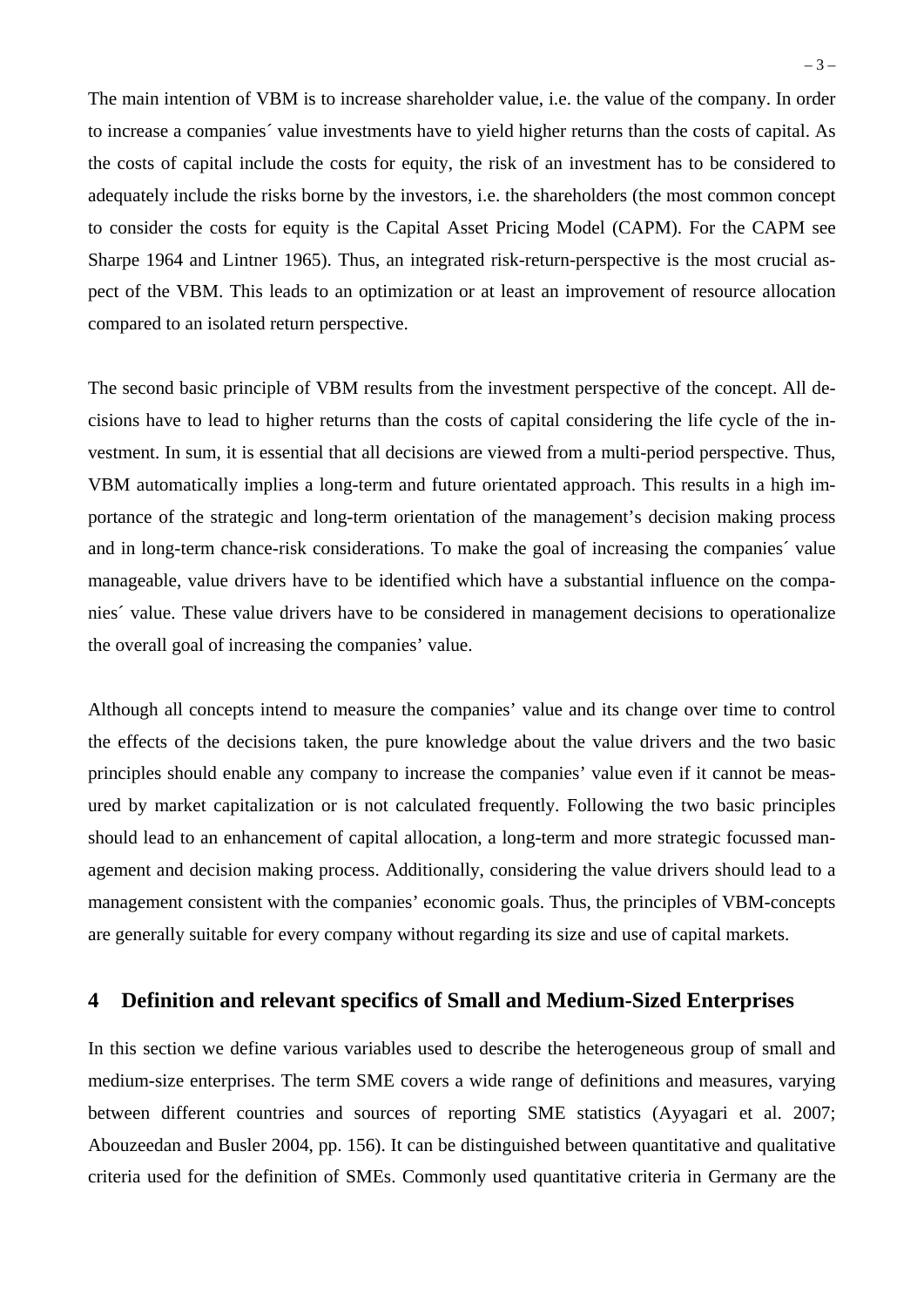The main intention of VBM is to increase shareholder value, i.e. the value of the company. In order to increase a companies´ value investments have to yield higher returns than the costs of capital. As the costs of capital include the costs for equity, the risk of an investment has to be considered to adequately include the risks borne by the investors, i.e. the shareholders (the most common concept to consider the costs for equity is the Capital Asset Pricing Model (CAPM). For the CAPM see Sharpe 1964 and Lintner 1965). Thus, an integrated risk-return-perspective is the most crucial aspect of the VBM. This leads to an optimization or at least an improvement of resource allocation compared to an isolated return perspective.

The second basic principle of VBM results from the investment perspective of the concept. All decisions have to lead to higher returns than the costs of capital considering the life cycle of the investment. In sum, it is essential that all decisions are viewed from a multi-period perspective. Thus, VBM automatically implies a long-term and future orientated approach. This results in a high importance of the strategic and long-term orientation of the management's decision making process and in long-term chance-risk considerations. To make the goal of increasing the companies´ value manageable, value drivers have to be identified which have a substantial influence on the companies´ value. These value drivers have to be considered in management decisions to operationalize the overall goal of increasing the companies' value.

Although all concepts intend to measure the companies' value and its change over time to control the effects of the decisions taken, the pure knowledge about the value drivers and the two basic principles should enable any company to increase the companies' value even if it cannot be measured by market capitalization or is not calculated frequently. Following the two basic principles should lead to an enhancement of capital allocation, a long-term and more strategic focussed management and decision making process. Additionally, considering the value drivers should lead to a management consistent with the companies' economic goals. Thus, the principles of VBM-concepts are generally suitable for every company without regarding its size and use of capital markets.

## 4 Definition and relevant specifics of Small and Medium-Sized Enterprises

In this section we define various variables used to describe the heterogeneous group of small and medium-size enterprises. The term SME covers a wide range of definitions and measures, varying between different countries and sources of reporting SME statistics (Ayyagari et al. 2007; Abouzeedan and Busler 2004, pp. 156). It can be distinguished between quantitative and qualitative criteria used for the definition of SMEs. Commonly used quantitative criteria in Germany are the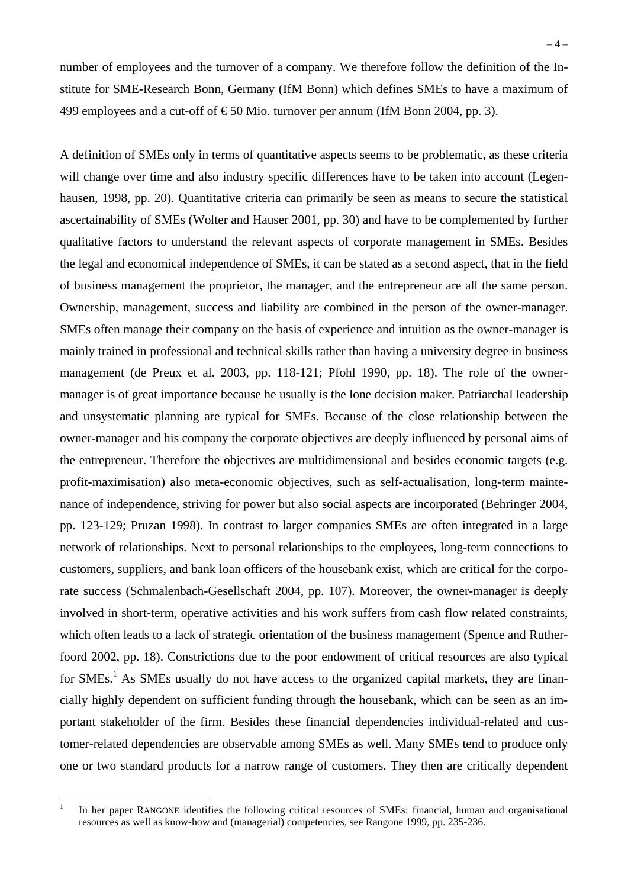number of employees and the turnover of a company. We therefore follow the definition of the Institute for SME-Research Bonn, Germany (IfM Bonn) which defines SMEs to have a maximum of 499 employees and a cut-off of € 50 Mio. turnover per annum (IfM Bonn 2004, pp. 3).

A definition of SMEs only in terms of quantitative aspects seems to be problematic, as these criteria will change over time and also industry specific differences have to be taken into account (Legenhausen, 1998, pp. 20). Quantitative criteria can primarily be seen as means to secure the statistical ascertainability of SMEs (Wolter and Hauser 2001, pp. 30) and have to be complemented by further qualitative factors to understand the relevant aspects of corporate management in SMEs. Besides the legal and economical independence of SMEs, it can be stated as a second aspect, that in the field of business management the proprietor, the manager, and the entrepreneur are all the same person. Ownership, management, success and liability are combined in the person of the owner-manager. SMEs often manage their company on the basis of experience and intuition as the owner-manager is mainly trained in professional and technical skills rather than having a university degree in business management (de Preux et al. 2003, pp. 118-121; Pfohl 1990, pp. 18). The role of the owner-manager is of great importance because he usually is the lone decision maker. Patriarchal leadership and unsystematic planning are typical for SMEs. Because of the close relationship between the owner-manager and his company the corporate objectives are deeply influenced by personal aims of the entrepreneur. Therefore the objectives are multidimensional and besides economic targets (e.g. profit-maximisation) also meta-economic objectives, such as self-actualisation, long-term maintenance of independence, striving for power but also social aspects are incorporated (Behringer 2004, pp. 123-129; Pruzan 1998). In contrast to larger companies SMEs are often integrated in a large network of relationships. Next to personal relationships to the employees, long-term connections to customers, suppliers, and bank loan officers of the housebank exist, which are critical for the corporate success (Schmalenbach-Gesellschaft 2004, pp. 107). Moreover, the owner-manager is deeply involved in short-term, operative activities and his work suffers from cash flow related constraints, which often leads to a lack of strategic orientation of the business management (Spence and Rutherfoord 2002, pp. 18). Constrictions due to the poor endowment of critical resources are also typical for SMEs.[1] As SMEs usually do not have access to the organized capital markets, they are financially highly dependent on sufficient funding through the housebank, which can be seen as an important stakeholder of the firm. Besides these financial dependencies individual-related and customer-related dependencies are observable among SMEs as well. Many SMEs tend to produce only one or two standard products for a narrow range of customers. They then are critically dependent

[1] In her paper RANGONE identifies the following critical resources of SMEs: financial, human and organisational resources as well as know-how and (managerial) competencies, see Rangone 1999, pp. 235-236.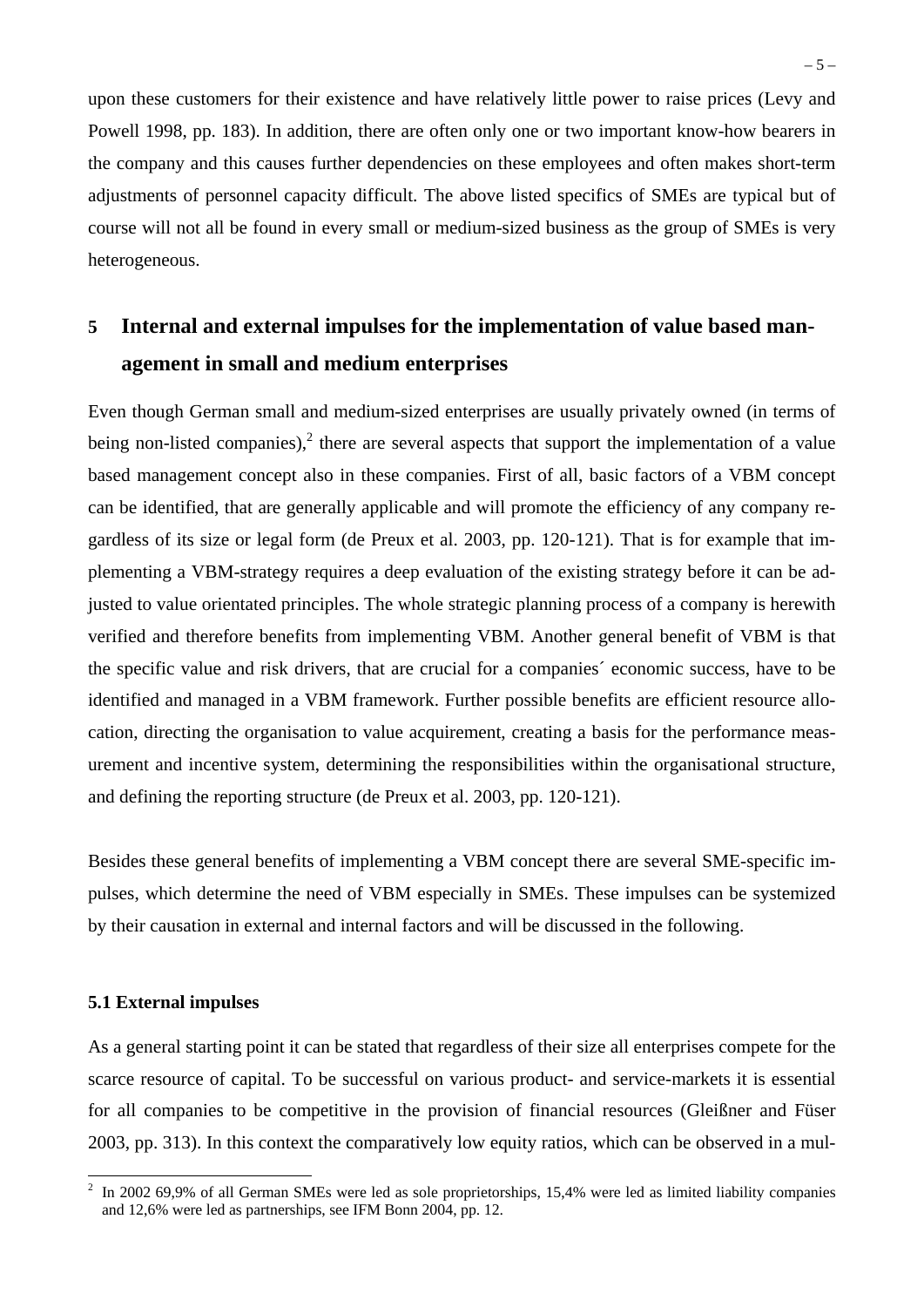upon these customers for their existence and have relatively little power to raise prices (Levy and Powell 1998, pp. 183). In addition, there are often only one or two important know-how bearers in the company and this causes further dependencies on these employees and often makes short-term adjustments of personnel capacity difficult. The above listed specifics of SMEs are typical but of course will not all be found in every small or medium-sized business as the group of SMEs is very heterogeneous.

# 5 Internal and external impulses for the implementation of value based management in small and medium enterprises

Even though German small and medium-sized enterprises are usually privately owned (in terms of being non-listed companies),[2] there are several aspects that support the implementation of a value based management concept also in these companies. First of all, basic factors of a VBM concept can be identified, that are generally applicable and will promote the efficiency of any company regardless of its size or legal form (de Preux et al. 2003, pp. 120-121). That is for example that implementing a VBM-strategy requires a deep evaluation of the existing strategy before it can be adjusted to value orientated principles. The whole strategic planning process of a company is herewith verified and therefore benefits from implementing VBM. Another general benefit of VBM is that the specific value and risk drivers, that are crucial for a companies´ economic success, have to be identified and managed in a VBM framework. Further possible benefits are efficient resource allocation, directing the organisation to value acquirement, creating a basis for the performance measurement and incentive system, determining the responsibilities within the organisational structure, and defining the reporting structure (de Preux et al. 2003, pp. 120-121).

Besides these general benefits of implementing a VBM concept there are several SME-specific impulses, which determine the need of VBM especially in SMEs. These impulses can be systemized by their causation in external and internal factors and will be discussed in the following.

## 5.1 External impulses

As a general starting point it can be stated that regardless of their size all enterprises compete for the scarce resource of capital. To be successful on various product- and service-markets it is essential for all companies to be competitive in the provision of financial resources (Gleißner and Füser 2003, pp. 313). In this context the comparatively low equity ratios, which can be observed in a mul-

[2] In 2002 69,9% of all German SMEs were led as sole proprietorships, 15,4% were led as limited liability companies and 12,6% were led as partnerships, see IFM Bonn 2004, pp. 12.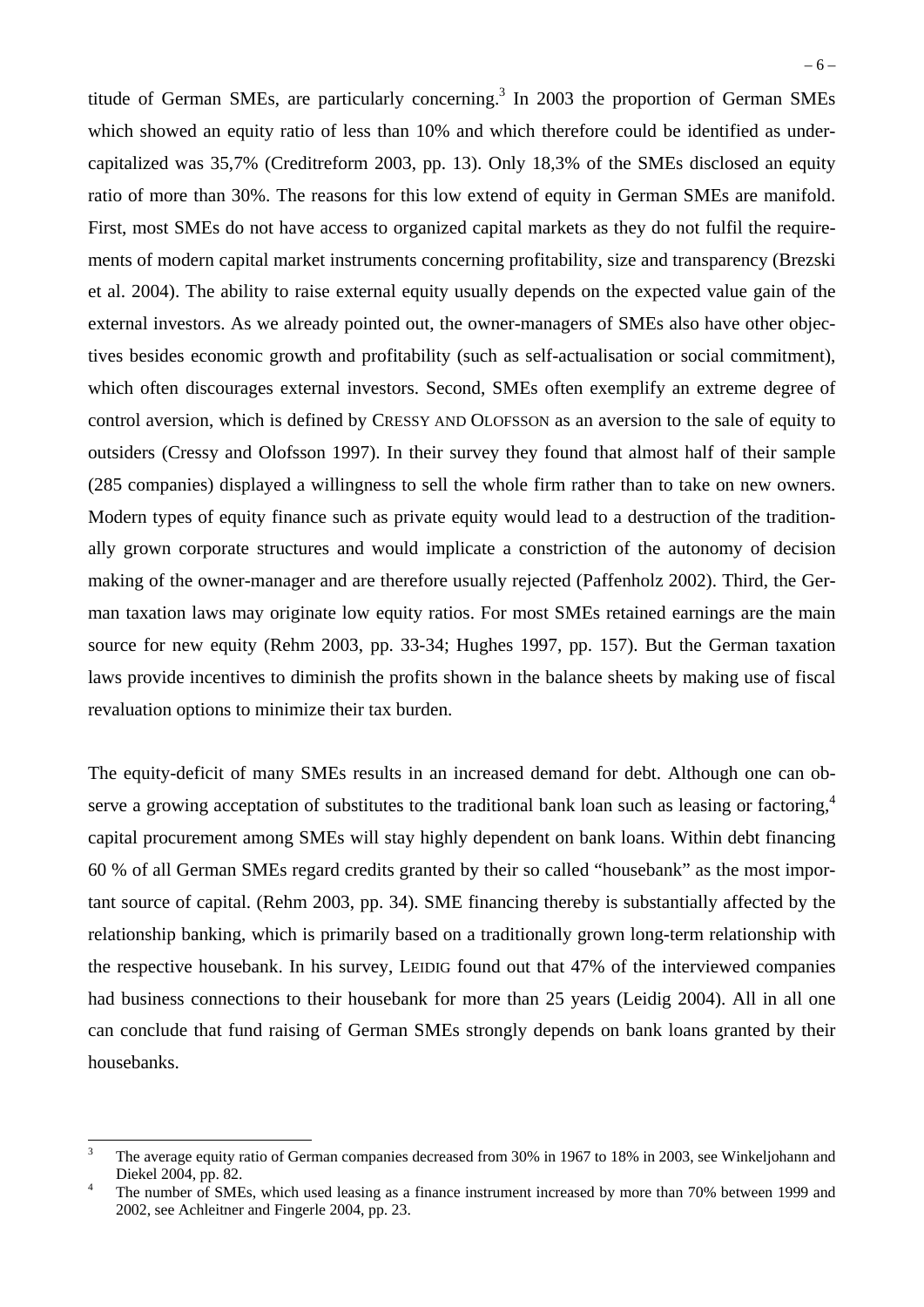titude of German SMEs, are particularly concerning.[3] In 2003 the proportion of German SMEs which showed an equity ratio of less than 10% and which therefore could be identified as undercapitalized was 35,7% (Creditreform 2003, pp. 13). Only 18,3% of the SMEs disclosed an equity ratio of more than 30%. The reasons for this low extend of equity in German SMEs are manifold. First, most SMEs do not have access to organized capital markets as they do not fulfil the requirements of modern capital market instruments concerning profitability, size and transparency (Brezski et al. 2004). The ability to raise external equity usually depends on the expected value gain of the external investors. As we already pointed out, the owner-managers of SMEs also have other objectives besides economic growth and profitability (such as self-actualisation or social commitment), which often discourages external investors. Second, SMEs often exemplify an extreme degree of control aversion, which is defined by CRESSY AND OLOFSSON as an aversion to the sale of equity to outsiders (Cressy and Olofsson 1997). In their survey they found that almost half of their sample (285 companies) displayed a willingness to sell the whole firm rather than to take on new owners. Modern types of equity finance such as private equity would lead to a destruction of the traditionally grown corporate structures and would implicate a constriction of the autonomy of decision making of the owner-manager and are therefore usually rejected (Paffenholz 2002). Third, the German taxation laws may originate low equity ratios. For most SMEs retained earnings are the main source for new equity (Rehm 2003, pp. 33-34; Hughes 1997, pp. 157). But the German taxation laws provide incentives to diminish the profits shown in the balance sheets by making use of fiscal revaluation options to minimize their tax burden.

The equity-deficit of many SMEs results in an increased demand for debt. Although one can observe a growing acceptation of substitutes to the traditional bank loan such as leasing or factoring,[4] capital procurement among SMEs will stay highly dependent on bank loans. Within debt financing 60 % of all German SMEs regard credits granted by their so called "housebank" as the most important source of capital. (Rehm 2003, pp. 34). SME financing thereby is substantially affected by the relationship banking, which is primarily based on a traditionally grown long-term relationship with the respective housebank. In his survey, LEIDIG found out that 47% of the interviewed companies had business connections to their housebank for more than 25 years (Leidig 2004). All in all one can conclude that fund raising of German SMEs strongly depends on bank loans granted by their housebanks.

[3] The average equity ratio of German companies decreased from 30% in 1967 to 18% in 2003, see Winkeljohann and Diekel 2004, pp. 82.

[4] The number of SMEs, which used leasing as a finance instrument increased by more than 70% between 1999 and 2002, see Achleitner and Fingerle 2004, pp. 23.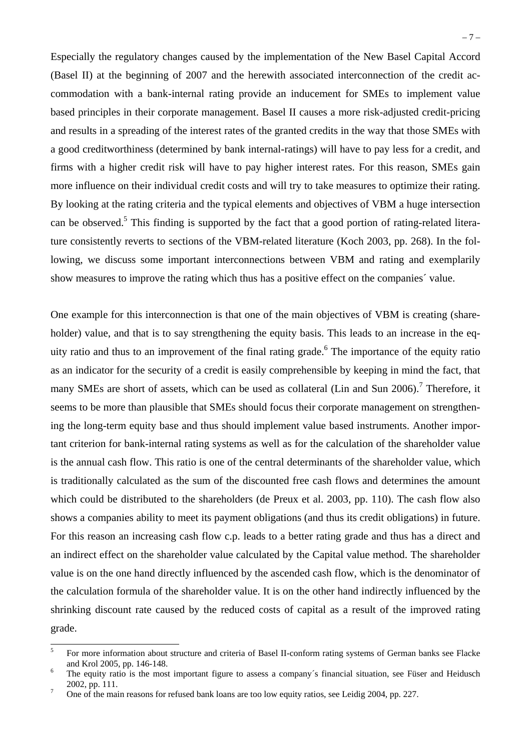Especially the regulatory changes caused by the implementation of the New Basel Capital Accord (Basel II) at the beginning of 2007 and the herewith associated interconnection of the credit accommodation with a bank-internal rating provide an inducement for SMEs to implement value based principles in their corporate management. Basel II causes a more risk-adjusted credit-pricing and results in a spreading of the interest rates of the granted credits in the way that those SMEs with a good creditworthiness (determined by bank internal-ratings) will have to pay less for a credit, and firms with a higher credit risk will have to pay higher interest rates. For this reason, SMEs gain more influence on their individual credit costs and will try to take measures to optimize their rating. By looking at the rating criteria and the typical elements and objectives of VBM a huge intersection can be observed.[5] This finding is supported by the fact that a good portion of rating-related literature consistently reverts to sections of the VBM-related literature (Koch 2003, pp. 268). In the following, we discuss some important interconnections between VBM and rating and exemplarily show measures to improve the rating which thus has a positive effect on the companies´ value.

One example for this interconnection is that one of the main objectives of VBM is creating (shareholder) value, and that is to say strengthening the equity basis. This leads to an increase in the equity ratio and thus to an improvement of the final rating grade.[6] The importance of the equity ratio as an indicator for the security of a credit is easily comprehensible by keeping in mind the fact, that many SMEs are short of assets, which can be used as collateral (Lin and Sun 2006).[7] Therefore, it seems to be more than plausible that SMEs should focus their corporate management on strengthening the long-term equity base and thus should implement value based instruments. Another important criterion for bank-internal rating systems as well as for the calculation of the shareholder value is the annual cash flow. This ratio is one of the central determinants of the shareholder value, which is traditionally calculated as the sum of the discounted free cash flows and determines the amount which could be distributed to the shareholders (de Preux et al. 2003, pp. 110). The cash flow also shows a companies ability to meet its payment obligations (and thus its credit obligations) in future. For this reason an increasing cash flow c.p. leads to a better rating grade and thus has a direct and an indirect effect on the shareholder value calculated by the Capital value method. The shareholder value is on the one hand directly influenced by the ascended cash flow, which is the denominator of the calculation formula of the shareholder value. It is on the other hand indirectly influenced by the shrinking discount rate caused by the reduced costs of capital as a result of the improved rating grade.

[5] For more information about structure and criteria of Basel II-conform rating systems of German banks see Flacke and Krol 2005, pp. 146-148.

[6] The equity ratio is the most important figure to assess a company´s financial situation, see Füser and Heidusch 2002, pp. 111.

[7] One of the main reasons for refused bank loans are too low equity ratios, see Leidig 2004, pp. 227.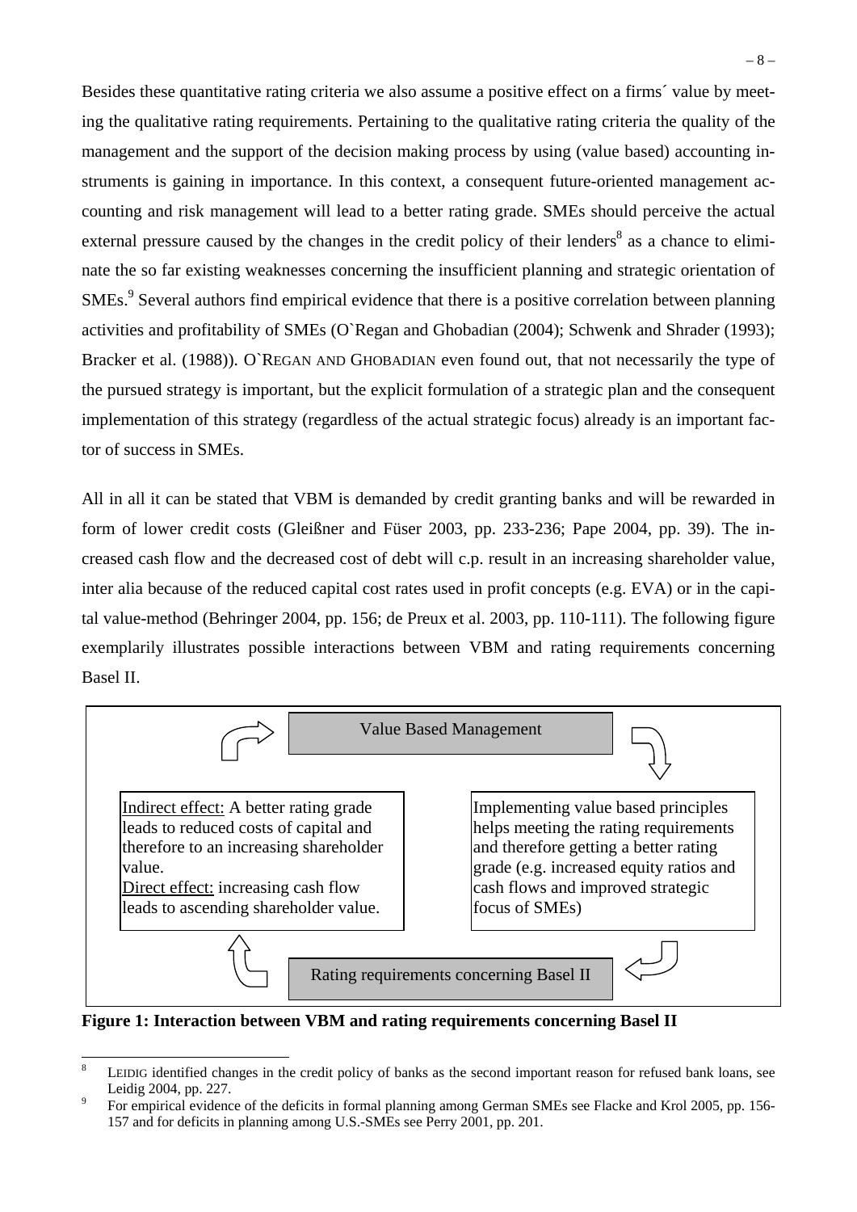Besides these quantitative rating criteria we also assume a positive effect on a firms´ value by meeting the qualitative rating requirements. Pertaining to the qualitative rating criteria the quality of the management and the support of the decision making process by using (value based) accounting instruments is gaining in importance. In this context, a consequent future-oriented management accounting and risk management will lead to a better rating grade. SMEs should perceive the actual external pressure caused by the changes in the credit policy of their lenders[8] as a chance to eliminate the so far existing weaknesses concerning the insufficient planning and strategic orientation of SMEs.[9] Several authors find empirical evidence that there is a positive correlation between planning activities and profitability of SMEs (O`Regan and Ghobadian (2004); Schwenk and Shrader (1993); Bracker et al. (1988)). O`Regan and Ghobadian even found out, that not necessarily the type of the pursued strategy is important, but the explicit formulation of a strategic plan and the consequent implementation of this strategy (regardless of the actual strategic focus) already is an important factor of success in SMEs.

All in all it can be stated that VBM is demanded by credit granting banks and will be rewarded in form of lower credit costs (Gleißner and Füser 2003, pp. 233-236; Pape 2004, pp. 39). The increased cash flow and the decreased cost of debt will c.p. result in an increasing shareholder value, inter alia because of the reduced capital cost rates used in profit concepts (e.g. EVA) or in the capital value-method (Behringer 2004, pp. 156; de Preux et al. 2003, pp. 110-111). The following figure exemplarily illustrates possible interactions between VBM and rating requirements concerning Basel II.

Value Based Management

Implementing value based principles helps meeting the rating requirements and therefore getting a better rating grade (e.g. increased equity ratios and cash flows and improved strategic focus of SMEs)

Rating requirements concerning Basel II

Indirect effect: A better rating grade leads to reduced costs of capital and therefore to an increasing shareholder value.
Direct effect: increasing cash flow leads to ascending shareholder value.

**Figure 1: Interaction between VBM and rating requirements concerning Basel II**

---

[8] Leidig identified changes in the credit policy of banks as the second important reason for refused bank loans, see Leidig 2004, pp. 227.

[9] For empirical evidence of the deficits in formal planning among German SMEs see Flacke and Krol 2005, pp. 156-157 and for deficits in planning among U.S.-SMEs see Perry 2001, pp. 201.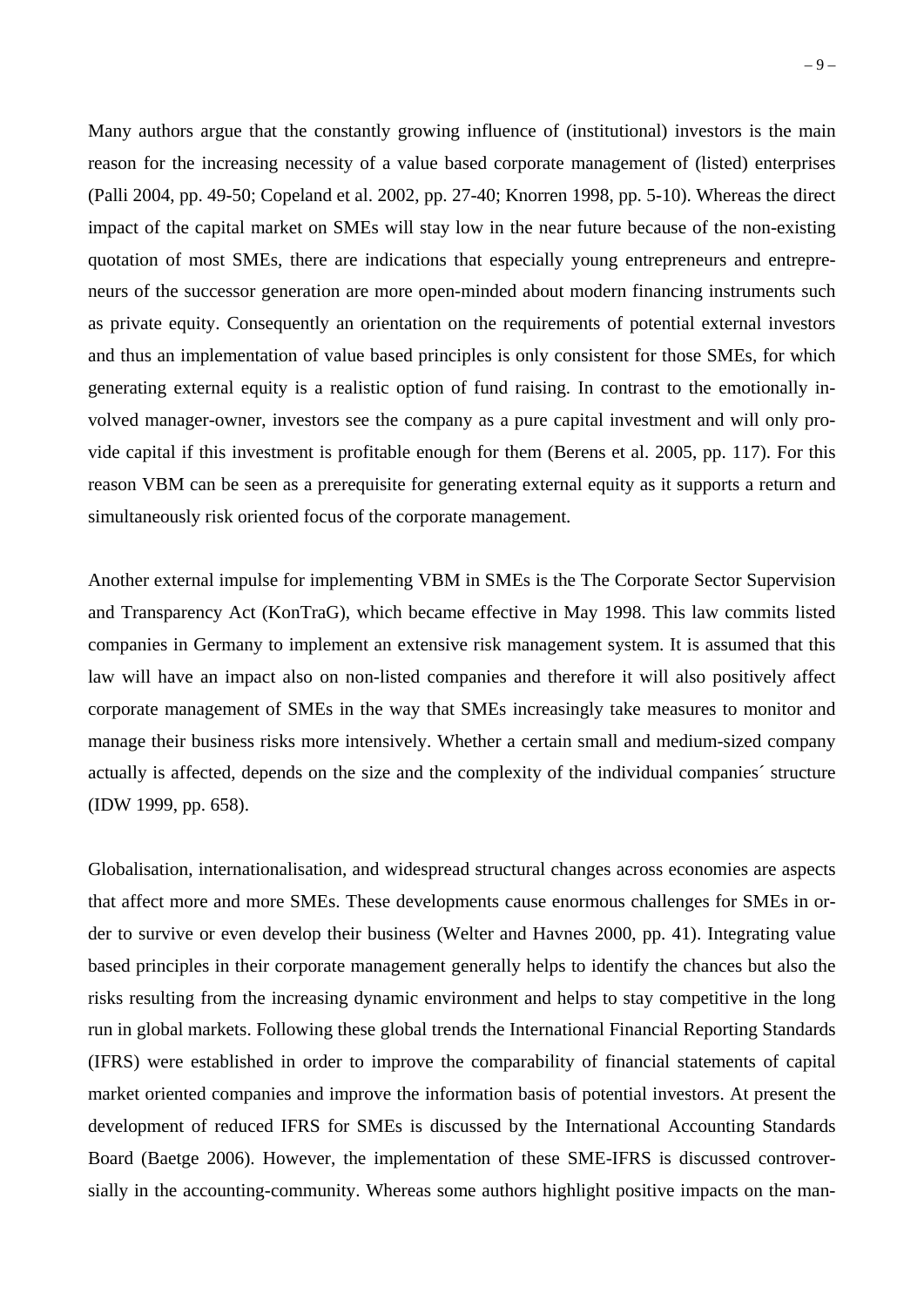Many authors argue that the constantly growing influence of (institutional) investors is the main reason for the increasing necessity of a value based corporate management of (listed) enterprises (Palli 2004, pp. 49-50; Copeland et al. 2002, pp. 27-40; Knorren 1998, pp. 5-10). Whereas the direct impact of the capital market on SMEs will stay low in the near future because of the non-existing quotation of most SMEs, there are indications that especially young entrepreneurs and entrepreneurs of the successor generation are more open-minded about modern financing instruments such as private equity. Consequently an orientation on the requirements of potential external investors and thus an implementation of value based principles is only consistent for those SMEs, for which generating external equity is a realistic option of fund raising. In contrast to the emotionally involved manager-owner, investors see the company as a pure capital investment and will only provide capital if this investment is profitable enough for them (Berens et al. 2005, pp. 117). For this reason VBM can be seen as a prerequisite for generating external equity as it supports a return and simultaneously risk oriented focus of the corporate management.

Another external impulse for implementing VBM in SMEs is the The Corporate Sector Supervision and Transparency Act (KonTraG), which became effective in May 1998. This law commits listed companies in Germany to implement an extensive risk management system. It is assumed that this law will have an impact also on non-listed companies and therefore it will also positively affect corporate management of SMEs in the way that SMEs increasingly take measures to monitor and manage their business risks more intensively. Whether a certain small and medium-sized company actually is affected, depends on the size and the complexity of the individual companies´ structure (IDW 1999, pp. 658).

Globalisation, internationalisation, and widespread structural changes across economies are aspects that affect more and more SMEs. These developments cause enormous challenges for SMEs in order to survive or even develop their business (Welter and Havnes 2000, pp. 41). Integrating value based principles in their corporate management generally helps to identify the chances but also the risks resulting from the increasing dynamic environment and helps to stay competitive in the long run in global markets. Following these global trends the International Financial Reporting Standards (IFRS) were established in order to improve the comparability of financial statements of capital market oriented companies and improve the information basis of potential investors. At present the development of reduced IFRS for SMEs is discussed by the International Accounting Standards Board (Baetge 2006). However, the implementation of these SME-IFRS is discussed controversially in the accounting-community. Whereas some authors highlight positive impacts on the man-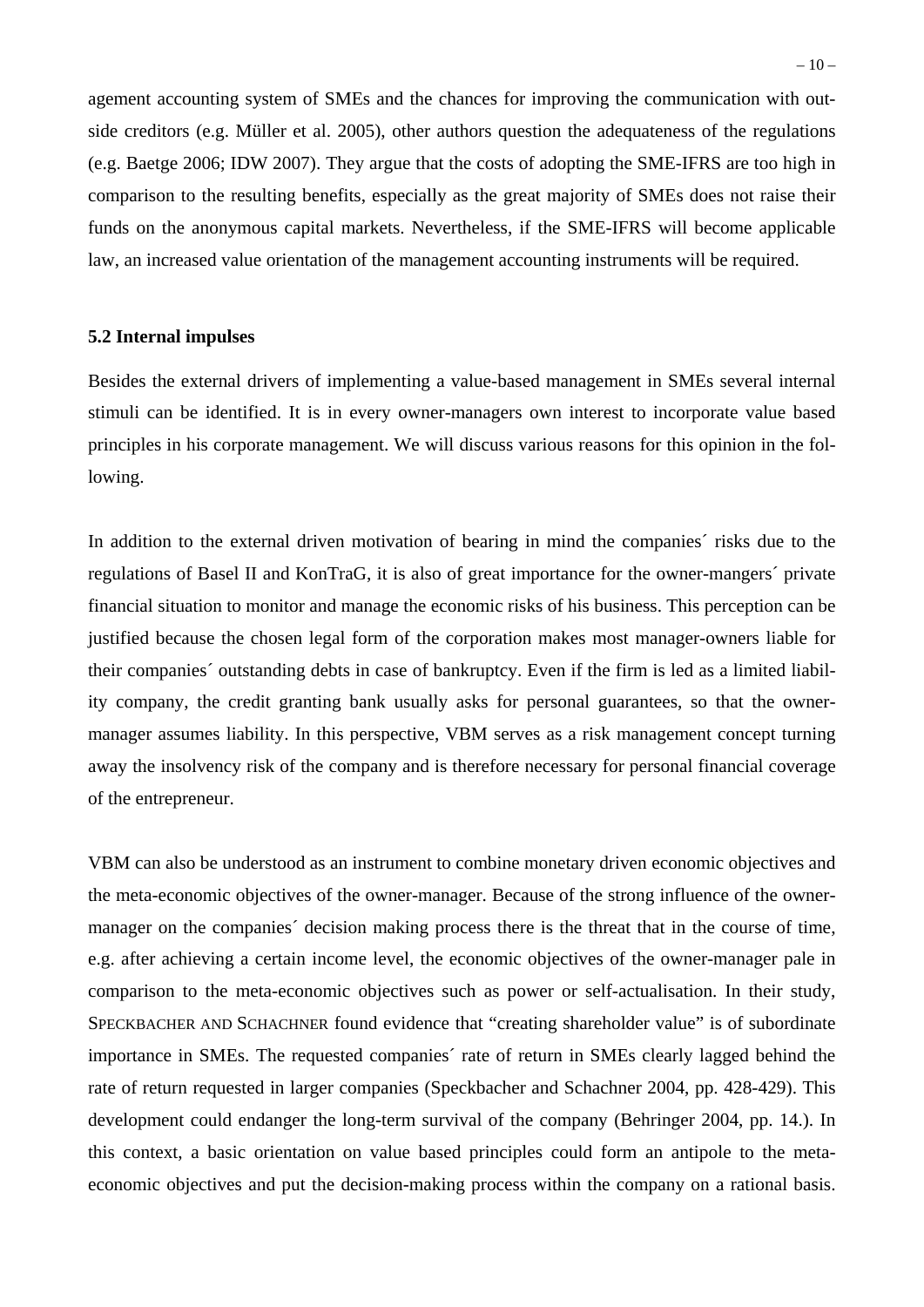agement accounting system of SMEs and the chances for improving the communication with outside creditors (e.g. Müller et al. 2005), other authors question the adequateness of the regulations (e.g. Baetge 2006; IDW 2007). They argue that the costs of adopting the SME-IFRS are too high in comparison to the resulting benefits, especially as the great majority of SMEs does not raise their funds on the anonymous capital markets. Nevertheless, if the SME-IFRS will become applicable law, an increased value orientation of the management accounting instruments will be required.

**5.2 Internal impulses**

Besides the external drivers of implementing a value-based management in SMEs several internal stimuli can be identified. It is in every owner-managers own interest to incorporate value based principles in his corporate management. We will discuss various reasons for this opinion in the following.

In addition to the external driven motivation of bearing in mind the companies´ risks due to the regulations of Basel II and KonTraG, it is also of great importance for the owner-mangers´ private financial situation to monitor and manage the economic risks of his business. This perception can be justified because the chosen legal form of the corporation makes most manager-owners liable for their companies´ outstanding debts in case of bankruptcy. Even if the firm is led as a limited liability company, the credit granting bank usually asks for personal guarantees, so that the owner-manager assumes liability. In this perspective, VBM serves as a risk management concept turning away the insolvency risk of the company and is therefore necessary for personal financial coverage of the entrepreneur.

VBM can also be understood as an instrument to combine monetary driven economic objectives and the meta-economic objectives of the owner-manager. Because of the strong influence of the owner-manager on the companies´ decision making process there is the threat that in the course of time, e.g. after achieving a certain income level, the economic objectives of the owner-manager pale in comparison to the meta-economic objectives such as power or self-actualisation. In their study, SPECKBACHER AND SCHACHNER found evidence that "creating shareholder value" is of subordinate importance in SMEs. The requested companies´ rate of return in SMEs clearly lagged behind the rate of return requested in larger companies (Speckbacher and Schachner 2004, pp. 428-429). This development could endanger the long-term survival of the company (Behringer 2004, pp. 14.). In this context, a basic orientation on value based principles could form an antipole to the meta-economic objectives and put the decision-making process within the company on a rational basis.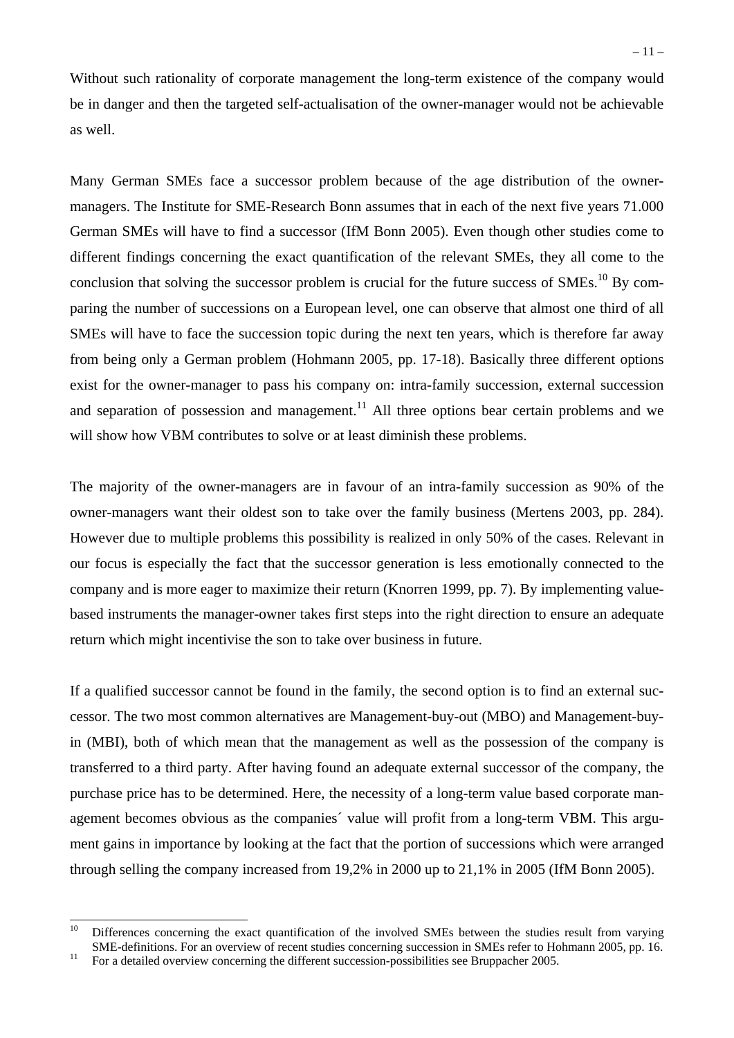Without such rationality of corporate management the long-term existence of the company would be in danger and then the targeted self-actualisation of the owner-manager would not be achievable as well.

Many German SMEs face a successor problem because of the age distribution of the owner-managers. The Institute for SME-Research Bonn assumes that in each of the next five years 71.000 German SMEs will have to find a successor (IfM Bonn 2005). Even though other studies come to different findings concerning the exact quantification of the relevant SMEs, they all come to the conclusion that solving the successor problem is crucial for the future success of SMEs.[10] By comparing the number of successions on a European level, one can observe that almost one third of all SMEs will have to face the succession topic during the next ten years, which is therefore far away from being only a German problem (Hohmann 2005, pp. 17-18). Basically three different options exist for the owner-manager to pass his company on: intra-family succession, external succession and separation of possession and management.[11] All three options bear certain problems and we will show how VBM contributes to solve or at least diminish these problems.

The majority of the owner-managers are in favour of an intra-family succession as 90% of the owner-managers want their oldest son to take over the family business (Mertens 2003, pp. 284). However due to multiple problems this possibility is realized in only 50% of the cases. Relevant in our focus is especially the fact that the successor generation is less emotionally connected to the company and is more eager to maximize their return (Knorren 1999, pp. 7). By implementing value-based instruments the manager-owner takes first steps into the right direction to ensure an adequate return which might incentivise the son to take over business in future.

If a qualified successor cannot be found in the family, the second option is to find an external successor. The two most common alternatives are Management-buy-out (MBO) and Management-buy-in (MBI), both of which mean that the management as well as the possession of the company is transferred to a third party. After having found an adequate external successor of the company, the purchase price has to be determined. Here, the necessity of a long-term value based corporate management becomes obvious as the companies´ value will profit from a long-term VBM. This argument gains in importance by looking at the fact that the portion of successions which were arranged through selling the company increased from 19,2% in 2000 up to 21,1% in 2005 (IfM Bonn 2005).

---

[10] Differences concerning the exact quantification of the involved SMEs between the studies result from varying SME-definitions. For an overview of recent studies concerning succession in SMEs refer to Hohmann 2005, pp. 16.

[11] For a detailed overview concerning the different succession-possibilities see Bruppacher 2005.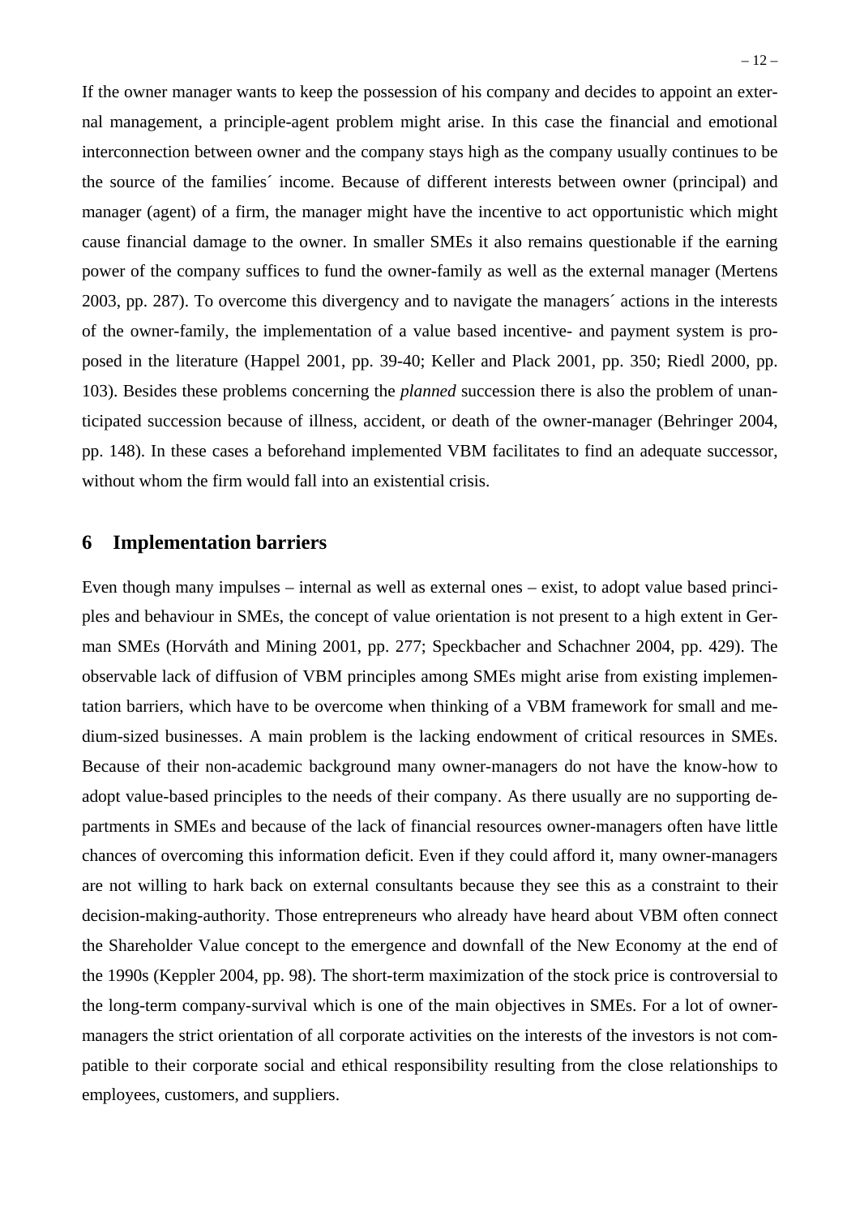If the owner manager wants to keep the possession of his company and decides to appoint an external management, a principle-agent problem might arise. In this case the financial and emotional interconnection between owner and the company stays high as the company usually continues to be the source of the families´ income. Because of different interests between owner (principal) and manager (agent) of a firm, the manager might have the incentive to act opportunistic which might cause financial damage to the owner. In smaller SMEs it also remains questionable if the earning power of the company suffices to fund the owner-family as well as the external manager (Mertens 2003, pp. 287). To overcome this divergency and to navigate the managers´ actions in the interests of the owner-family, the implementation of a value based incentive- and payment system is proposed in the literature (Happel 2001, pp. 39-40; Keller and Plack 2001, pp. 350; Riedl 2000, pp. 103). Besides these problems concerning the *planned* succession there is also the problem of unanticipated succession because of illness, accident, or death of the owner-manager (Behringer 2004, pp. 148). In these cases a beforehand implemented VBM facilitates to find an adequate successor, without whom the firm would fall into an existential crisis.

## 6 Implementation barriers

Even though many impulses – internal as well as external ones – exist, to adopt value based principles and behaviour in SMEs, the concept of value orientation is not present to a high extent in German SMEs (Horváth and Mining 2001, pp. 277; Speckbacher and Schachner 2004, pp. 429). The observable lack of diffusion of VBM principles among SMEs might arise from existing implementation barriers, which have to be overcome when thinking of a VBM framework for small and medium-sized businesses. A main problem is the lacking endowment of critical resources in SMEs. Because of their non-academic background many owner-managers do not have the know-how to adopt value-based principles to the needs of their company. As there usually are no supporting departments in SMEs and because of the lack of financial resources owner-managers often have little chances of overcoming this information deficit. Even if they could afford it, many owner-managers are not willing to hark back on external consultants because they see this as a constraint to their decision-making-authority. Those entrepreneurs who already have heard about VBM often connect the Shareholder Value concept to the emergence and downfall of the New Economy at the end of the 1990s (Keppler 2004, pp. 98). The short-term maximization of the stock price is controversial to the long-term company-survival which is one of the main objectives in SMEs. For a lot of owner-managers the strict orientation of all corporate activities on the interests of the investors is not compatible to their corporate social and ethical responsibility resulting from the close relationships to employees, customers, and suppliers.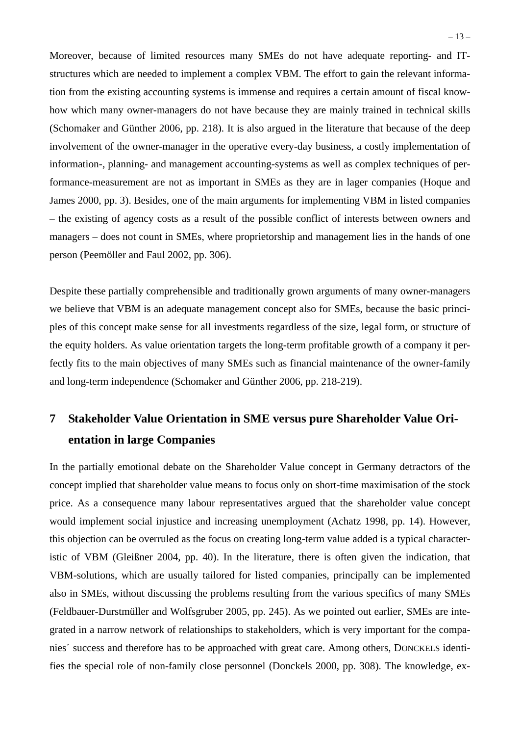Moreover, because of limited resources many SMEs do not have adequate reporting- and IT-structures which are needed to implement a complex VBM. The effort to gain the relevant information from the existing accounting systems is immense and requires a certain amount of fiscal know-how which many owner-managers do not have because they are mainly trained in technical skills (Schomaker and Günther 2006, pp. 218). It is also argued in the literature that because of the deep involvement of the owner-manager in the operative every-day business, a costly implementation of information-, planning- and management accounting-systems as well as complex techniques of performance-measurement are not as important in SMEs as they are in lager companies (Hoque and James 2000, pp. 3). Besides, one of the main arguments for implementing VBM in listed companies – the existing of agency costs as a result of the possible conflict of interests between owners and managers – does not count in SMEs, where proprietorship and management lies in the hands of one person (Peemöller and Faul 2002, pp. 306).

Despite these partially comprehensible and traditionally grown arguments of many owner-managers we believe that VBM is an adequate management concept also for SMEs, because the basic principles of this concept make sense for all investments regardless of the size, legal form, or structure of the equity holders. As value orientation targets the long-term profitable growth of a company it perfectly fits to the main objectives of many SMEs such as financial maintenance of the owner-family and long-term independence (Schomaker and Günther 2006, pp. 218-219).

# 7 Stakeholder Value Orientation in SME versus pure Shareholder Value Orientation in large Companies

In the partially emotional debate on the Shareholder Value concept in Germany detractors of the concept implied that shareholder value means to focus only on short-time maximisation of the stock price. As a consequence many labour representatives argued that the shareholder value concept would implement social injustice and increasing unemployment (Achatz 1998, pp. 14). However, this objection can be overruled as the focus on creating long-term value added is a typical characteristic of VBM (Gleißner 2004, pp. 40). In the literature, there is often given the indication, that VBM-solutions, which are usually tailored for listed companies, principally can be implemented also in SMEs, without discussing the problems resulting from the various specifics of many SMEs (Feldbauer-Durstmüller and Wolfsgruber 2005, pp. 245). As we pointed out earlier, SMEs are integrated in a narrow network of relationships to stakeholders, which is very important for the companies´ success and therefore has to be approached with great care. Among others, DONCKELS identifies the special role of non-family close personnel (Donckels 2000, pp. 308). The knowledge, ex-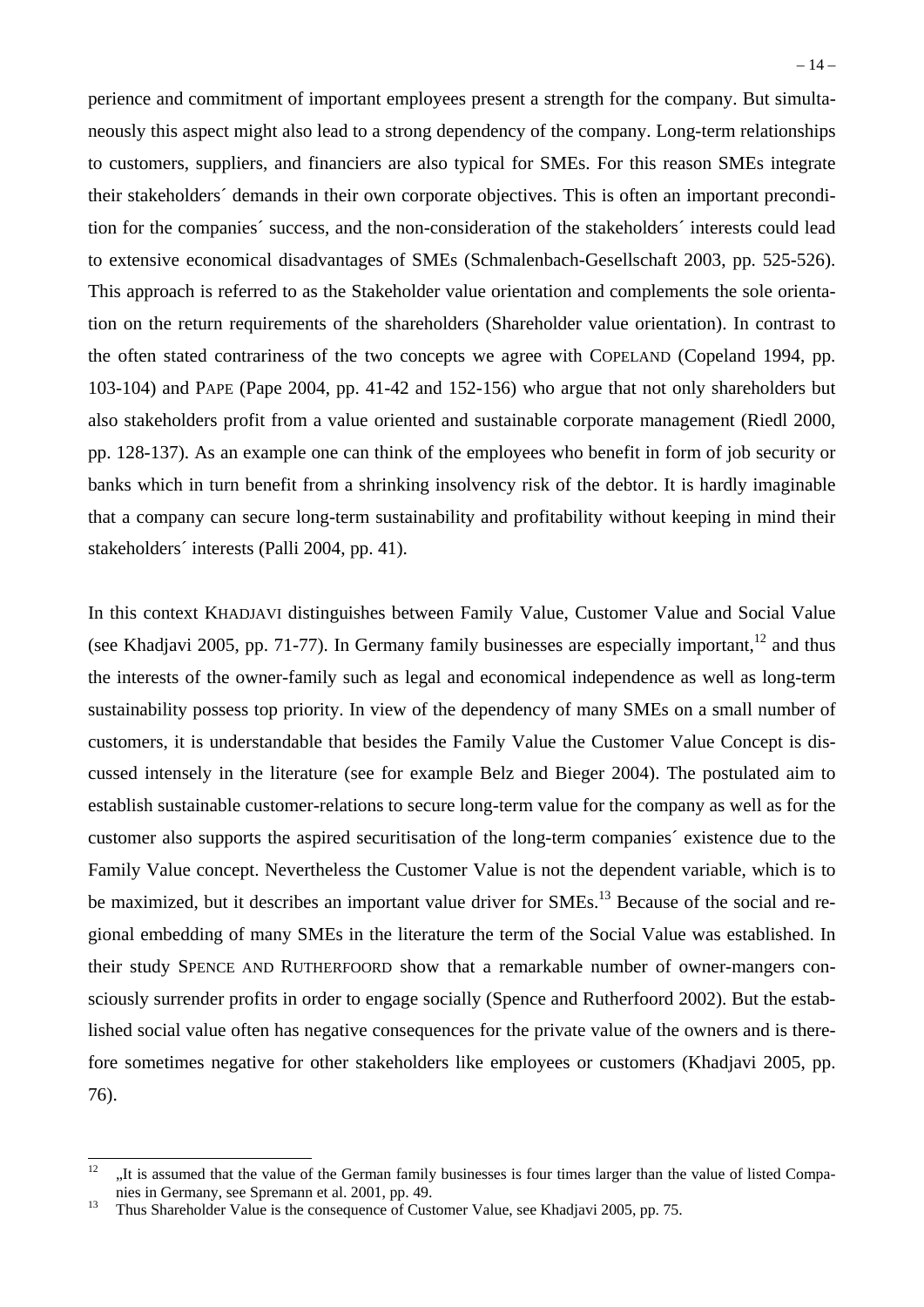perience and commitment of important employees present a strength for the company. But simultaneously this aspect might also lead to a strong dependency of the company. Long-term relationships to customers, suppliers, and financiers are also typical for SMEs. For this reason SMEs integrate their stakeholders´ demands in their own corporate objectives. This is often an important precondition for the companies´ success, and the non-consideration of the stakeholders´ interests could lead to extensive economical disadvantages of SMEs (Schmalenbach-Gesellschaft 2003, pp. 525-526). This approach is referred to as the Stakeholder value orientation and complements the sole orientation on the return requirements of the shareholders (Shareholder value orientation). In contrast to the often stated contrariness of the two concepts we agree with COPELAND (Copeland 1994, pp. 103-104) and PAPE (Pape 2004, pp. 41-42 and 152-156) who argue that not only shareholders but also stakeholders profit from a value oriented and sustainable corporate management (Riedl 2000, pp. 128-137). As an example one can think of the employees who benefit in form of job security or banks which in turn benefit from a shrinking insolvency risk of the debtor. It is hardly imaginable that a company can secure long-term sustainability and profitability without keeping in mind their stakeholders´ interests (Palli 2004, pp. 41).

In this context KHADJAVI distinguishes between Family Value, Customer Value and Social Value (see Khadjavi 2005, pp. 71-77). In Germany family businesses are especially important,[12] and thus the interests of the owner-family such as legal and economical independence as well as long-term sustainability possess top priority. In view of the dependency of many SMEs on a small number of customers, it is understandable that besides the Family Value the Customer Value Concept is discussed intensely in the literature (see for example Belz and Bieger 2004). The postulated aim to establish sustainable customer-relations to secure long-term value for the company as well as for the customer also supports the aspired securitisation of the long-term companies´ existence due to the Family Value concept. Nevertheless the Customer Value is not the dependent variable, which is to be maximized, but it describes an important value driver for SMEs.[13] Because of the social and regional embedding of many SMEs in the literature the term of the Social Value was established. In their study SPENCE AND RUTHERFOORD show that a remarkable number of owner-mangers consciously surrender profits in order to engage socially (Spence and Rutherfoord 2002). But the established social value often has negative consequences for the private value of the owners and is therefore sometimes negative for other stakeholders like employees or customers (Khadjavi 2005, pp. 76).

---

[12] „It is assumed that the value of the German family businesses is four times larger than the value of listed Companies in Germany, see Spremann et al. 2001, pp. 49.

[13] Thus Shareholder Value is the consequence of Customer Value, see Khadjavi 2005, pp. 75.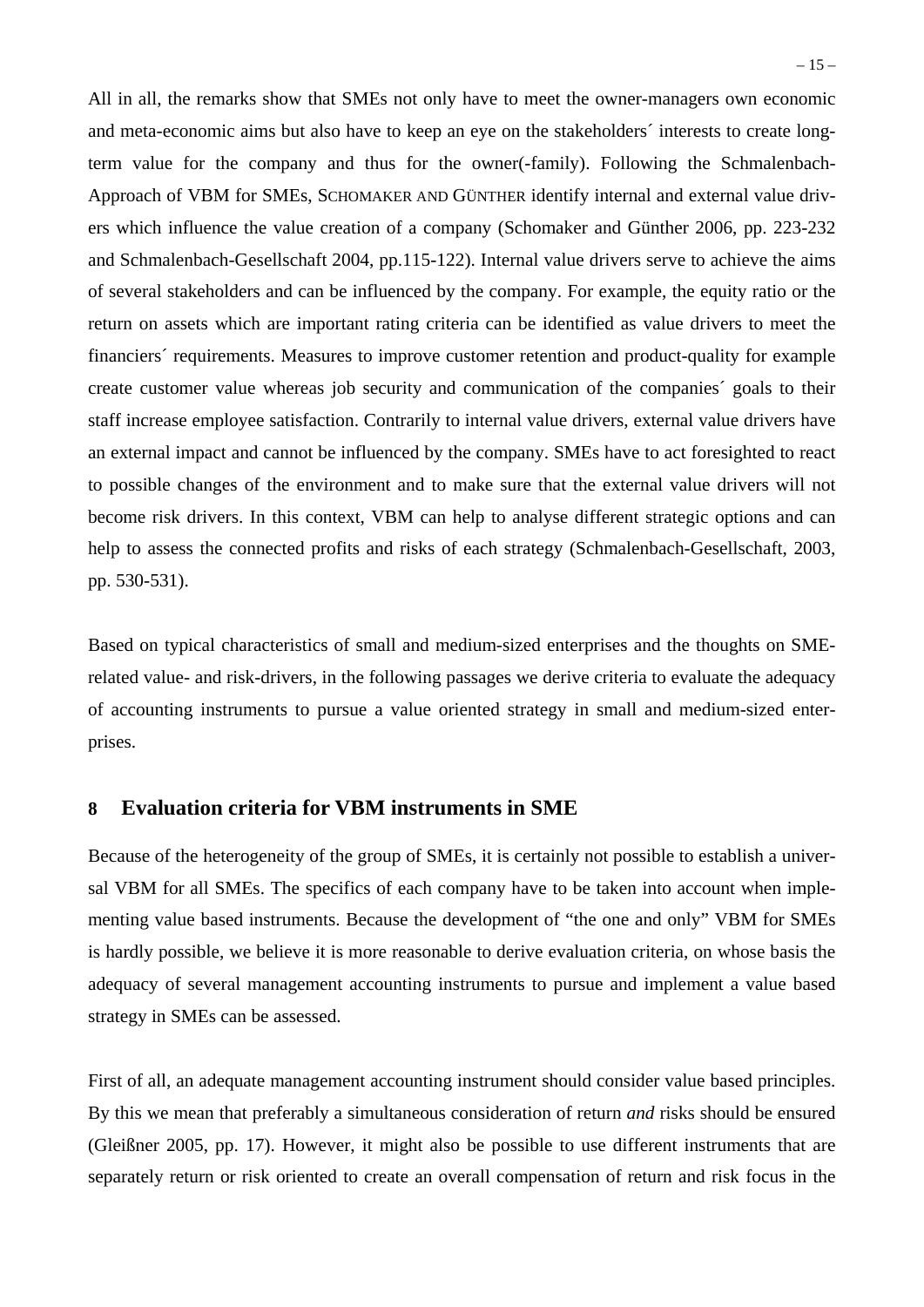All in all, the remarks show that SMEs not only have to meet the owner-managers own economic and meta-economic aims but also have to keep an eye on the stakeholders´ interests to create long-term value for the company and thus for the owner(-family). Following the Schmalenbach-Approach of VBM for SMEs, SCHOMAKER AND GÜNTHER identify internal and external value drivers which influence the value creation of a company (Schomaker and Günther 2006, pp. 223-232 and Schmalenbach-Gesellschaft 2004, pp.115-122). Internal value drivers serve to achieve the aims of several stakeholders and can be influenced by the company. For example, the equity ratio or the return on assets which are important rating criteria can be identified as value drivers to meet the financiers´ requirements. Measures to improve customer retention and product-quality for example create customer value whereas job security and communication of the companies´ goals to their staff increase employee satisfaction. Contrarily to internal value drivers, external value drivers have an external impact and cannot be influenced by the company. SMEs have to act foresighted to react to possible changes of the environment and to make sure that the external value drivers will not become risk drivers. In this context, VBM can help to analyse different strategic options and can help to assess the connected profits and risks of each strategy (Schmalenbach-Gesellschaft, 2003, pp. 530-531).

Based on typical characteristics of small and medium-sized enterprises and the thoughts on SME-related value- and risk-drivers, in the following passages we derive criteria to evaluate the adequacy of accounting instruments to pursue a value oriented strategy in small and medium-sized enterprises.

## 8 Evaluation criteria for VBM instruments in SME

Because of the heterogeneity of the group of SMEs, it is certainly not possible to establish a universal VBM for all SMEs. The specifics of each company have to be taken into account when implementing value based instruments. Because the development of "the one and only" VBM for SMEs is hardly possible, we believe it is more reasonable to derive evaluation criteria, on whose basis the adequacy of several management accounting instruments to pursue and implement a value based strategy in SMEs can be assessed.

First of all, an adequate management accounting instrument should consider value based principles. By this we mean that preferably a simultaneous consideration of return *and* risks should be ensured (Gleißner 2005, pp. 17). However, it might also be possible to use different instruments that are separately return or risk oriented to create an overall compensation of return and risk focus in the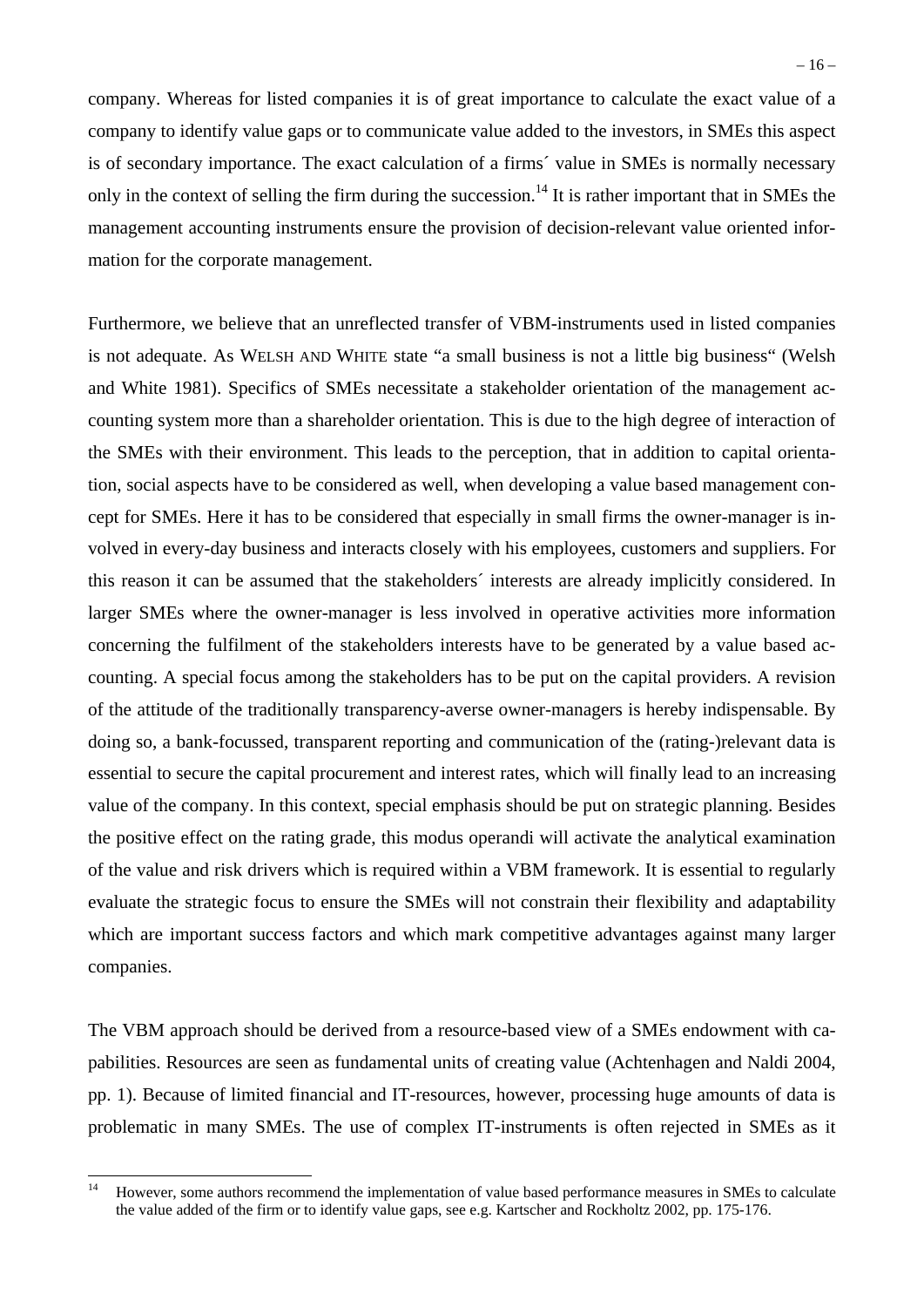company. Whereas for listed companies it is of great importance to calculate the exact value of a company to identify value gaps or to communicate value added to the investors, in SMEs this aspect is of secondary importance. The exact calculation of a firms´ value in SMEs is normally necessary only in the context of selling the firm during the succession.[14] It is rather important that in SMEs the management accounting instruments ensure the provision of decision-relevant value oriented information for the corporate management.

Furthermore, we believe that an unreflected transfer of VBM-instruments used in listed companies is not adequate. As WELSH AND WHITE state "a small business is not a little big business" (Welsh and White 1981). Specifics of SMEs necessitate a stakeholder orientation of the management accounting system more than a shareholder orientation. This is due to the high degree of interaction of the SMEs with their environment. This leads to the perception, that in addition to capital orientation, social aspects have to be considered as well, when developing a value based management concept for SMEs. Here it has to be considered that especially in small firms the owner-manager is involved in every-day business and interacts closely with his employees, customers and suppliers. For this reason it can be assumed that the stakeholders´ interests are already implicitly considered. In larger SMEs where the owner-manager is less involved in operative activities more information concerning the fulfilment of the stakeholders interests have to be generated by a value based accounting. A special focus among the stakeholders has to be put on the capital providers. A revision of the attitude of the traditionally transparency-averse owner-managers is hereby indispensable. By doing so, a bank-focussed, transparent reporting and communication of the (rating-)relevant data is essential to secure the capital procurement and interest rates, which will finally lead to an increasing value of the company. In this context, special emphasis should be put on strategic planning. Besides the positive effect on the rating grade, this modus operandi will activate the analytical examination of the value and risk drivers which is required within a VBM framework. It is essential to regularly evaluate the strategic focus to ensure the SMEs will not constrain their flexibility and adaptability which are important success factors and which mark competitive advantages against many larger companies.

The VBM approach should be derived from a resource-based view of a SMEs endowment with capabilities. Resources are seen as fundamental units of creating value (Achtenhagen and Naldi 2004, pp. 1). Because of limited financial and IT-resources, however, processing huge amounts of data is problematic in many SMEs. The use of complex IT-instruments is often rejected in SMEs as it

---

[14] However, some authors recommend the implementation of value based performance measures in SMEs to calculate the value added of the firm or to identify value gaps, see e.g. Kartscher and Rockholtz 2002, pp. 175-176.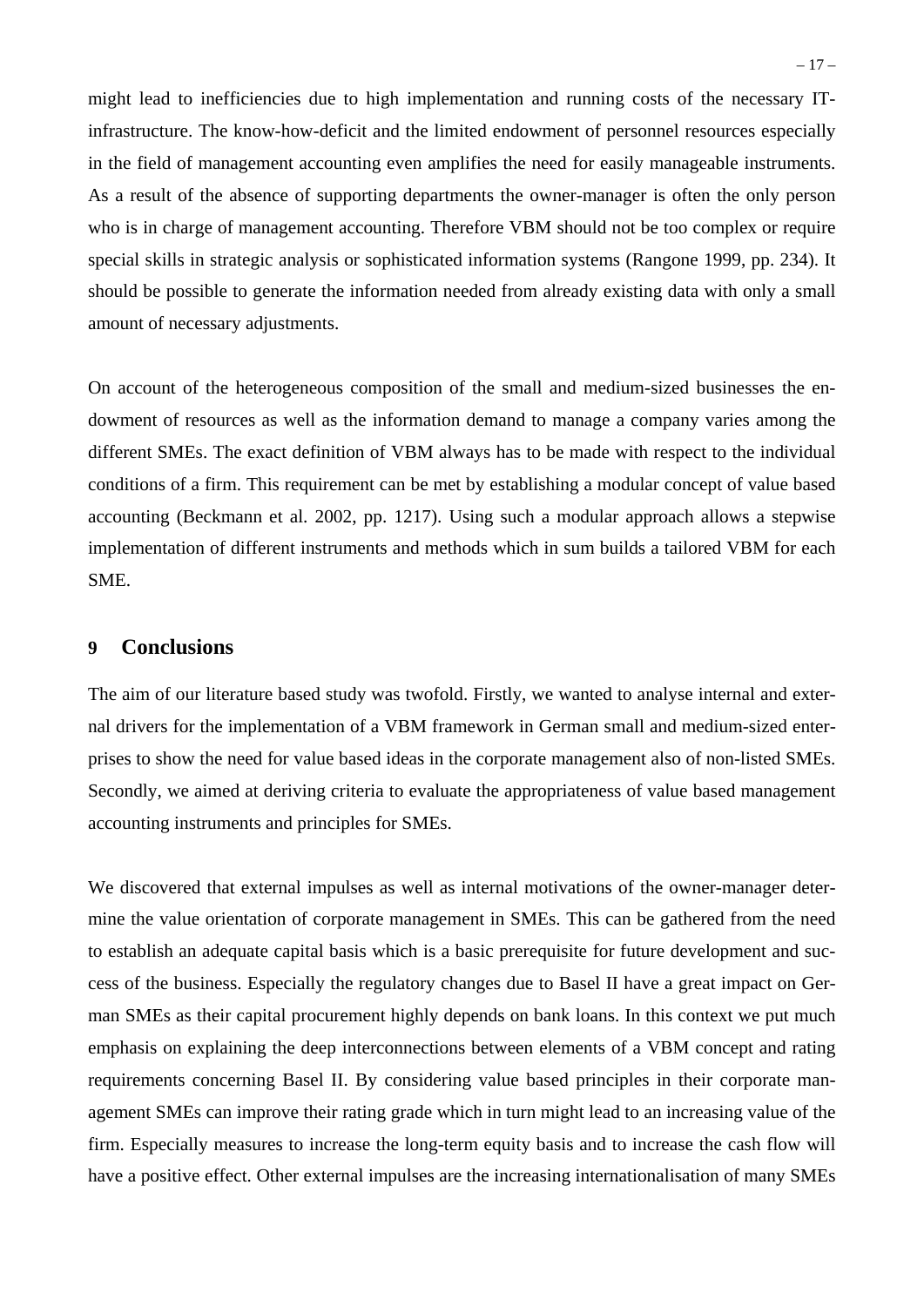might lead to inefficiencies due to high implementation and running costs of the necessary IT-infrastructure. The know-how-deficit and the limited endowment of personnel resources especially in the field of management accounting even amplifies the need for easily manageable instruments. As a result of the absence of supporting departments the owner-manager is often the only person who is in charge of management accounting. Therefore VBM should not be too complex or require special skills in strategic analysis or sophisticated information systems (Rangone 1999, pp. 234). It should be possible to generate the information needed from already existing data with only a small amount of necessary adjustments.

On account of the heterogeneous composition of the small and medium-sized businesses the endowment of resources as well as the information demand to manage a company varies among the different SMEs. The exact definition of VBM always has to be made with respect to the individual conditions of a firm. This requirement can be met by establishing a modular concept of value based accounting (Beckmann et al. 2002, pp. 1217). Using such a modular approach allows a stepwise implementation of different instruments and methods which in sum builds a tailored VBM for each SME.

## 9 Conclusions

The aim of our literature based study was twofold. Firstly, we wanted to analyse internal and external drivers for the implementation of a VBM framework in German small and medium-sized enterprises to show the need for value based ideas in the corporate management also of non-listed SMEs. Secondly, we aimed at deriving criteria to evaluate the appropriateness of value based management accounting instruments and principles for SMEs.

We discovered that external impulses as well as internal motivations of the owner-manager determine the value orientation of corporate management in SMEs. This can be gathered from the need to establish an adequate capital basis which is a basic prerequisite for future development and success of the business. Especially the regulatory changes due to Basel II have a great impact on German SMEs as their capital procurement highly depends on bank loans. In this context we put much emphasis on explaining the deep interconnections between elements of a VBM concept and rating requirements concerning Basel II. By considering value based principles in their corporate management SMEs can improve their rating grade which in turn might lead to an increasing value of the firm. Especially measures to increase the long-term equity basis and to increase the cash flow will have a positive effect. Other external impulses are the increasing internationalisation of many SMEs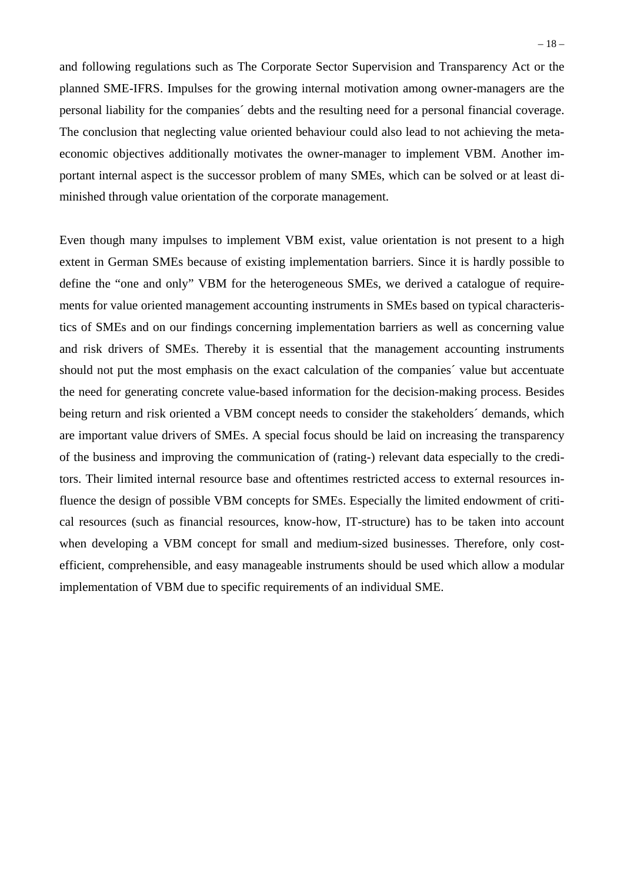and following regulations such as The Corporate Sector Supervision and Transparency Act or the planned SME-IFRS. Impulses for the growing internal motivation among owner-managers are the personal liability for the companies´ debts and the resulting need for a personal financial coverage. The conclusion that neglecting value oriented behaviour could also lead to not achieving the meta-economic objectives additionally motivates the owner-manager to implement VBM. Another important internal aspect is the successor problem of many SMEs, which can be solved or at least diminished through value orientation of the corporate management.

Even though many impulses to implement VBM exist, value orientation is not present to a high extent in German SMEs because of existing implementation barriers. Since it is hardly possible to define the "one and only" VBM for the heterogeneous SMEs, we derived a catalogue of requirements for value oriented management accounting instruments in SMEs based on typical characteristics of SMEs and on our findings concerning implementation barriers as well as concerning value and risk drivers of SMEs. Thereby it is essential that the management accounting instruments should not put the most emphasis on the exact calculation of the companies´ value but accentuate the need for generating concrete value-based information for the decision-making process. Besides being return and risk oriented a VBM concept needs to consider the stakeholders´ demands, which are important value drivers of SMEs. A special focus should be laid on increasing the transparency of the business and improving the communication of (rating-) relevant data especially to the creditors. Their limited internal resource base and oftentimes restricted access to external resources influence the design of possible VBM concepts for SMEs. Especially the limited endowment of critical resources (such as financial resources, know-how, IT-structure) has to be taken into account when developing a VBM concept for small and medium-sized businesses. Therefore, only cost-efficient, comprehensible, and easy manageable instruments should be used which allow a modular implementation of VBM due to specific requirements of an individual SME.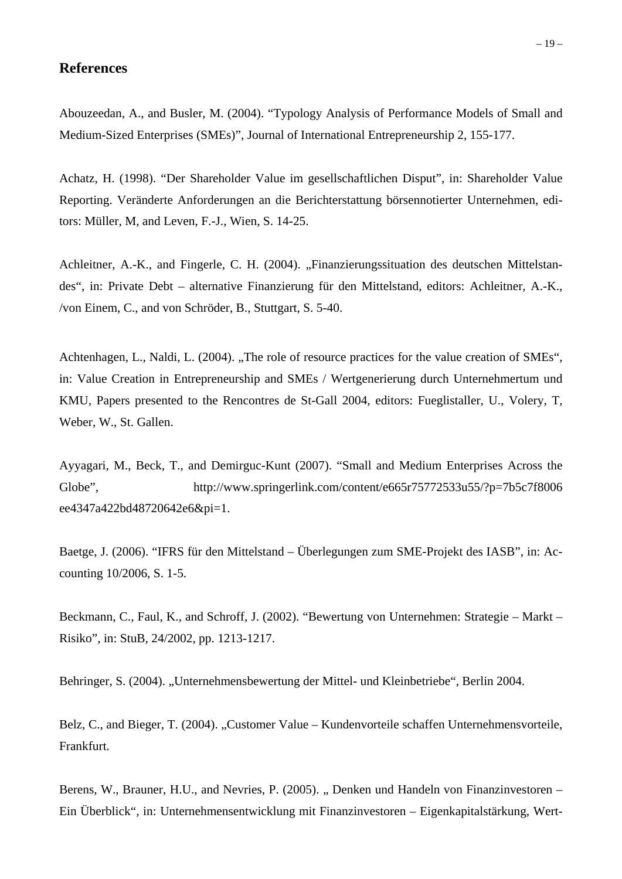## References

Abouzeedan, A., and Busler, M. (2004). “Typology Analysis of Performance Models of Small and Medium-Sized Enterprises (SMEs)”, Journal of International Entrepreneurship 2, 155-177.

Achatz, H. (1998). “Der Shareholder Value im gesellschaftlichen Disput”, in: Shareholder Value Reporting. Veränderte Anforderungen an die Berichterstattung börsennotierter Unternehmen, editors: Müller, M, and Leven, F.-J., Wien, S. 14-25.

Achleitner, A.-K., and Fingerle, C. H. (2004). „Finanzierungssituation des deutschen Mittelstandes“, in: Private Debt – alternative Finanzierung für den Mittelstand, editors: Achleitner, A.-K., /von Einem, C., and von Schröder, B., Stuttgart, S. 5-40.

Achtenhagen, L., Naldi, L. (2004). „The role of resource practices for the value creation of SMEs“, in: Value Creation in Entrepreneurship and SMEs / Wertgenerierung durch Unternehmertum und KMU, Papers presented to the Rencontres de St-Gall 2004, editors: Fueglistaller, U., Volery, T, Weber, W., St. Gallen.

Ayyagari, M., Beck, T., and Demirguc-Kunt (2007). “Small and Medium Enterprises Across the Globe”, http://www.springerlink.com/content/e665r75772533u55/?p=7b5c7f8006ee4347a422bd48720642e6&pi=1.

Baetge, J. (2006). “IFRS für den Mittelstand – Überlegungen zum SME-Projekt des IASB”, in: Accounting 10/2006, S. 1-5.

Beckmann, C., Faul, K., and Schroff, J. (2002). “Bewertung von Unternehmen: Strategie – Markt – Risiko”, in: StuB, 24/2002, pp. 1213-1217.

Behringer, S. (2004). „Unternehmensbewertung der Mittel- und Kleinbetriebe“, Berlin 2004.

Belz, C., and Bieger, T. (2004). „Customer Value – Kundenvorteile schaffen Unternehmensvorteile, Frankfurt.

Berens, W., Brauner, H.U., and Nevries, P. (2005). „ Denken und Handeln von Finanzinvestoren – Ein Überblick“, in: Unternehmensentwicklung mit Finanzinvestoren – Eigenkapitalstärkung, Wert-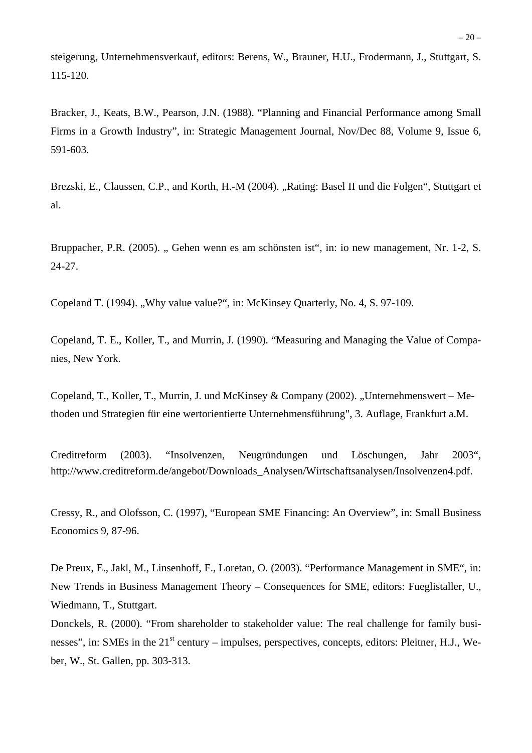steigerung, Unternehmensverkauf, editors: Berens, W., Brauner, H.U., Frodermann, J., Stuttgart, S. 115-120.

Bracker, J., Keats, B.W., Pearson, J.N. (1988). "Planning and Financial Performance among Small Firms in a Growth Industry", in: Strategic Management Journal, Nov/Dec 88, Volume 9, Issue 6, 591-603.

Brezski, E., Claussen, C.P., and Korth, H.-M (2004). „Rating: Basel II und die Folgen", Stuttgart et al.

Bruppacher, P.R. (2005). „ Gehen wenn es am schönsten ist", in: io new management, Nr. 1-2, S. 24-27.

Copeland T. (1994). „Why value value?", in: McKinsey Quarterly, No. 4, S. 97-109.

Copeland, T. E., Koller, T., and Murrin, J. (1990). "Measuring and Managing the Value of Companies, New York.

Copeland, T., Koller, T., Murrin, J. und McKinsey & Company (2002). „Unternehmenswert – Methoden und Strategien für eine wertorientierte Unternehmensführung", 3. Auflage, Frankfurt a.M.

Creditreform (2003). "Insolvenzen, Neugründungen und Löschungen, Jahr 2003", http://www.creditreform.de/angebot/Downloads_Analysen/Wirtschaftsanalysen/Insolvenzen4.pdf.

Cressy, R., and Olofsson, C. (1997), "European SME Financing: An Overview", in: Small Business Economics 9, 87-96.

De Preux, E., Jakl, M., Linsenhoff, F., Loretan, O. (2003). "Performance Management in SME", in: New Trends in Business Management Theory – Consequences for SME, editors: Fueglistaller, U., Wiedmann, T., Stuttgart.

Donckels, R. (2000). "From shareholder to stakeholder value: The real challenge for family businesses", in: SMEs in the 21st century – impulses, perspectives, concepts, editors: Pleitner, H.J., Weber, W., St. Gallen, pp. 303-313.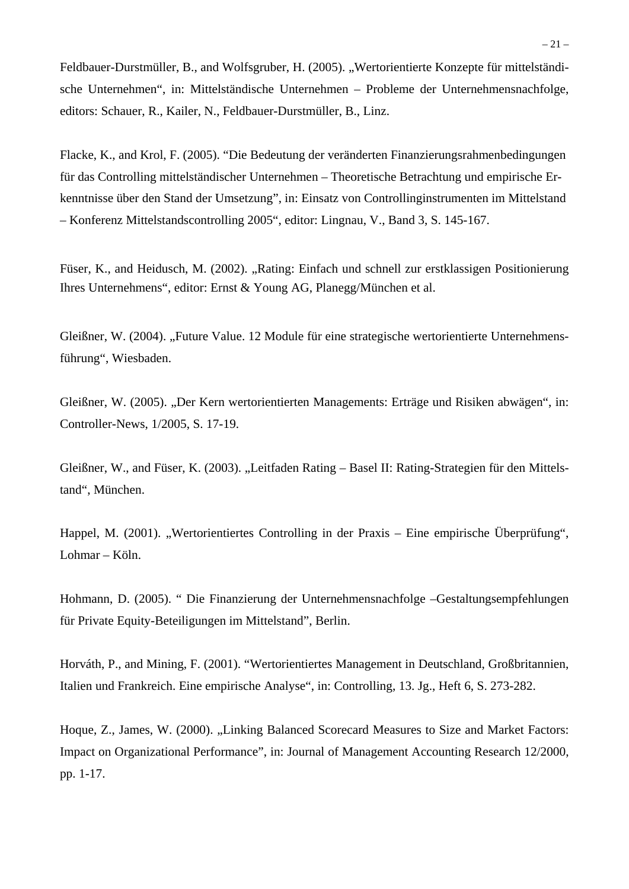Feldbauer-Durstmüller, B., and Wolfsgruber, H. (2005). „Wertorientierte Konzepte für mittelständische Unternehmen“, in: Mittelständische Unternehmen – Probleme der Unternehmensnachfolge, editors: Schauer, R., Kailer, N., Feldbauer-Durstmüller, B., Linz.

Flacke, K., and Krol, F. (2005). “Die Bedeutung der veränderten Finanzierungsrahmenbedingungen für das Controlling mittelständischer Unternehmen – Theoretische Betrachtung und empirische Erkenntnisse über den Stand der Umsetzung”, in: Einsatz von Controllinginstrumenten im Mittelstand – Konferenz Mittelstandscontrolling 2005“, editor: Lingnau, V., Band 3, S. 145-167.

Füser, K., and Heidusch, M. (2002). „Rating: Einfach und schnell zur erstklassigen Positionierung Ihres Unternehmens“, editor: Ernst & Young AG, Planegg/München et al.

Gleißner, W. (2004). „Future Value. 12 Module für eine strategische wertorientierte Unternehmensführung“, Wiesbaden.

Gleißner, W. (2005). „Der Kern wertorientierten Managements: Erträge und Risiken abwägen“, in: Controller-News, 1/2005, S. 17-19.

Gleißner, W., and Füser, K. (2003). „Leitfaden Rating – Basel II: Rating-Strategien für den Mittelstand“, München.

Happel, M. (2001). „Wertorientiertes Controlling in der Praxis – Eine empirische Überprüfung“, Lohmar – Köln.

Hohmann, D. (2005). “ Die Finanzierung der Unternehmensnachfolge –Gestaltungsempfehlungen für Private Equity-Beteiligungen im Mittelstand”, Berlin.

Horváth, P., and Mining, F. (2001). “Wertorientiertes Management in Deutschland, Großbritannien, Italien und Frankreich. Eine empirische Analyse“, in: Controlling, 13. Jg., Heft 6, S. 273-282.

Hoque, Z., James, W. (2000). „Linking Balanced Scorecard Measures to Size and Market Factors: Impact on Organizational Performance”, in: Journal of Management Accounting Research 12/2000, pp. 1-17.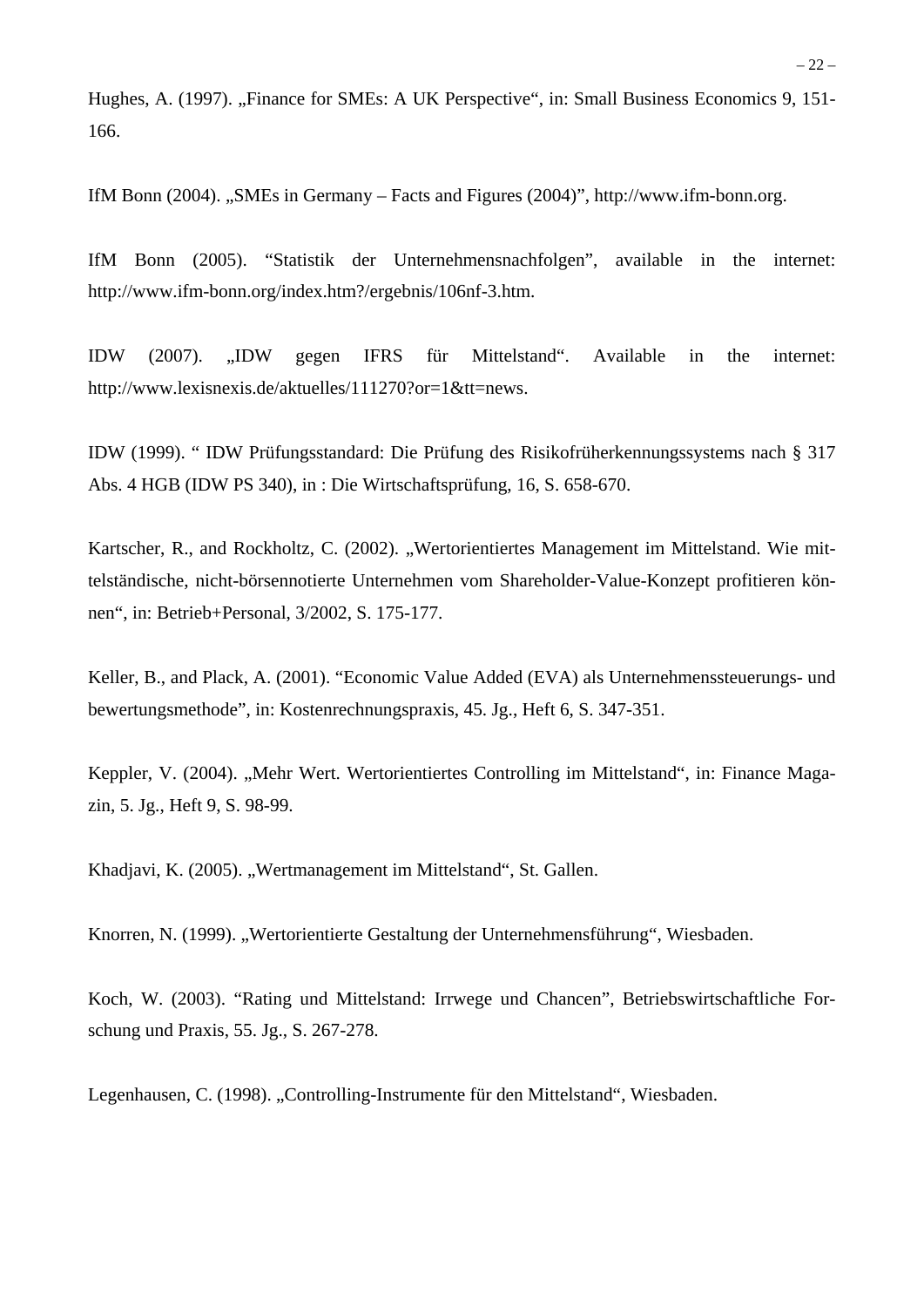Hughes, A. (1997). „Finance for SMEs: A UK Perspective“, in: Small Business Economics 9, 151-166.

IfM Bonn (2004). „SMEs in Germany – Facts and Figures (2004)”, http://www.ifm-bonn.org.

IfM Bonn (2005). “Statistik der Unternehmensnachfolgen”, available in the internet: http://www.ifm-bonn.org/index.htm?/ergebnis/106nf-3.htm.

IDW (2007). „IDW gegen IFRS für Mittelstand“. Available in the internet: http://www.lexisnexis.de/aktuelles/111270?or=1&tt=news.

IDW (1999). “ IDW Prüfungsstandard: Die Prüfung des Risikofrüherkennungssystems nach § 317 Abs. 4 HGB (IDW PS 340), in : Die Wirtschaftsprüfung, 16, S. 658-670.

Kartscher, R., and Rockholtz, C. (2002). „Wertorientiertes Management im Mittelstand. Wie mittelständische, nicht-börsennotierte Unternehmen vom Shareholder-Value-Konzept profitieren können“, in: Betrieb+Personal, 3/2002, S. 175-177.

Keller, B., and Plack, A. (2001). “Economic Value Added (EVA) als Unternehmenssteuerungs- und bewertungsmethode”, in: Kostenrechnungspraxis, 45. Jg., Heft 6, S. 347-351.

Keppler, V. (2004). „Mehr Wert. Wertorientiertes Controlling im Mittelstand“, in: Finance Magazin, 5. Jg., Heft 9, S. 98-99.

Khadjavi, K. (2005). „Wertmanagement im Mittelstand“, St. Gallen.

Knorren, N. (1999). „Wertorientierte Gestaltung der Unternehmensführung“, Wiesbaden.

Koch, W. (2003). “Rating und Mittelstand: Irrwege und Chancen”, Betriebswirtschaftliche Forschung und Praxis, 55. Jg., S. 267-278.

Legenhausen, C. (1998). „Controlling-Instrumente für den Mittelstand“, Wiesbaden.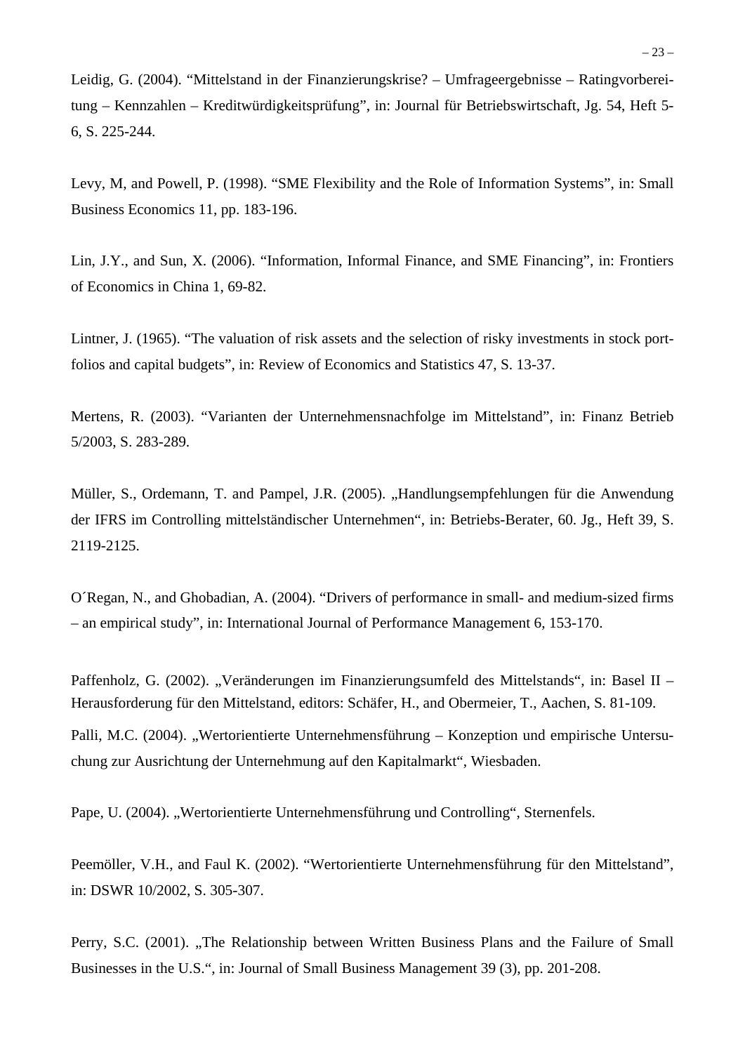Leidig, G. (2004). “Mittelstand in der Finanzierungskrise? – Umfrageergebnisse – Ratingvorbereitung – Kennzahlen – Kreditwürdigkeitsprüfung”, in: Journal für Betriebswirtschaft, Jg. 54, Heft 5-6, S. 225-244.

Levy, M, and Powell, P. (1998). “SME Flexibility and the Role of Information Systems”, in: Small Business Economics 11, pp. 183-196.

Lin, J.Y., and Sun, X. (2006). “Information, Informal Finance, and SME Financing”, in: Frontiers of Economics in China 1, 69-82.

Lintner, J. (1965). “The valuation of risk assets and the selection of risky investments in stock portfolios and capital budgets”, in: Review of Economics and Statistics 47, S. 13-37.

Mertens, R. (2003). “Varianten der Unternehmensnachfolge im Mittelstand”, in: Finanz Betrieb 5/2003, S. 283-289.

Müller, S., Ordemann, T. and Pampel, J.R. (2005). „Handlungsempfehlungen für die Anwendung der IFRS im Controlling mittelständischer Unternehmen“, in: Betriebs-Berater, 60. Jg., Heft 39, S. 2119-2125.

O´Regan, N., and Ghobadian, A. (2004). “Drivers of performance in small- and medium-sized firms – an empirical study”, in: International Journal of Performance Management 6, 153-170.

Paffenholz, G. (2002). „Veränderungen im Finanzierungsumfeld des Mittelstands“, in: Basel II – Herausforderung für den Mittelstand, editors: Schäfer, H., and Obermeier, T., Aachen, S. 81-109.

Palli, M.C. (2004). „Wertorientierte Unternehmensführung – Konzeption und empirische Untersuchung zur Ausrichtung der Unternehmung auf den Kapitalmarkt“, Wiesbaden.

Pape, U. (2004). „Wertorientierte Unternehmensführung und Controlling“, Sternenfels.

Peemöller, V.H., and Faul K. (2002). “Wertorientierte Unternehmensführung für den Mittelstand”, in: DSWR 10/2002, S. 305-307.

Perry, S.C. (2001). „The Relationship between Written Business Plans and the Failure of Small Businesses in the U.S.“, in: Journal of Small Business Management 39 (3), pp. 201-208.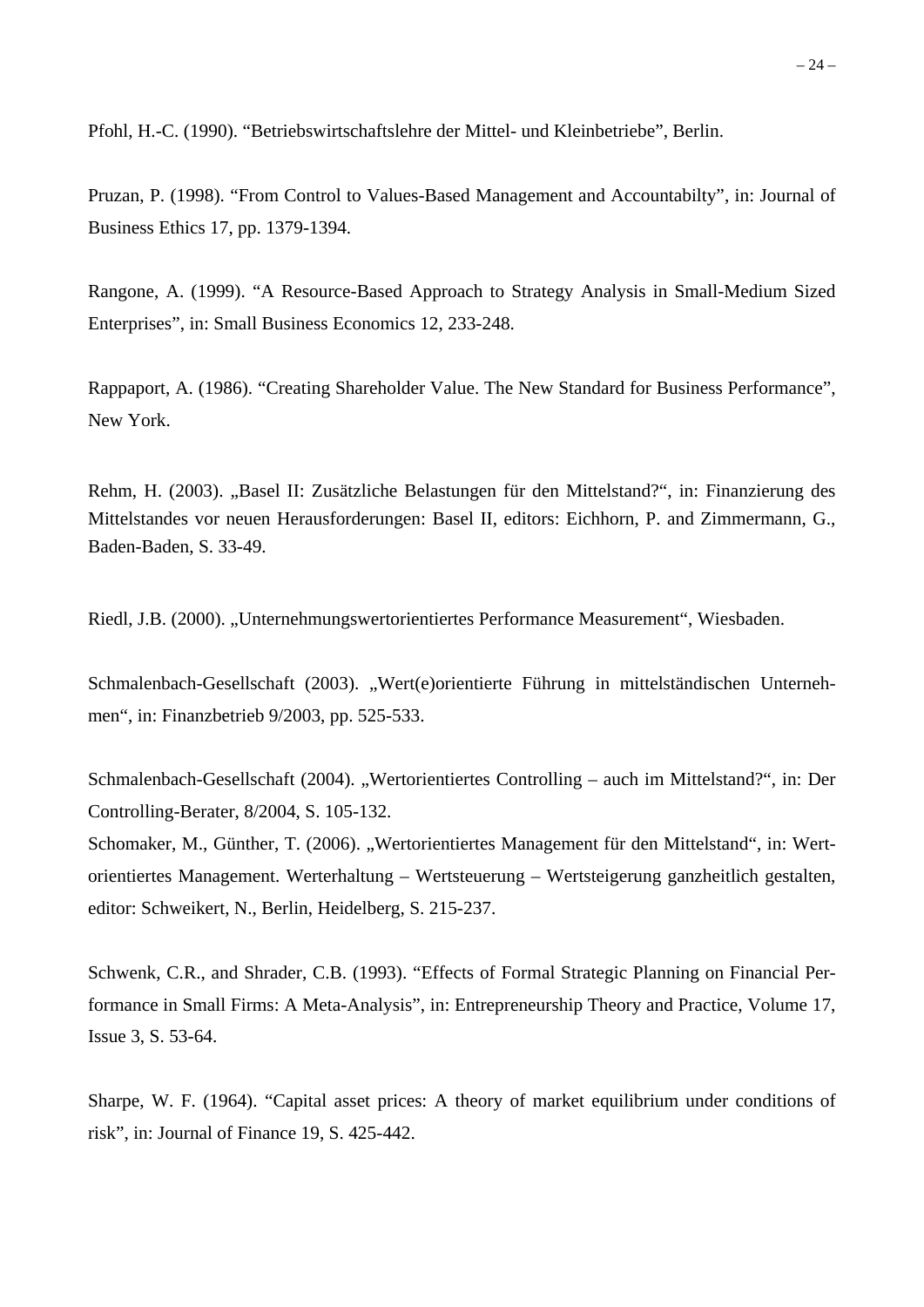Pfohl, H.-C. (1990). “Betriebswirtschaftslehre der Mittel- und Kleinbetriebe”, Berlin.

Pruzan, P. (1998). “From Control to Values-Based Management and Accountabilty”, in: Journal of Business Ethics 17, pp. 1379-1394.

Rangone, A. (1999). “A Resource-Based Approach to Strategy Analysis in Small-Medium Sized Enterprises”, in: Small Business Economics 12, 233-248.

Rappaport, A. (1986). “Creating Shareholder Value. The New Standard for Business Performance”, New York.

Rehm, H. (2003). „Basel II: Zusätzliche Belastungen für den Mittelstand?“, in: Finanzierung des Mittelstandes vor neuen Herausforderungen: Basel II, editors: Eichhorn, P. and Zimmermann, G., Baden-Baden, S. 33-49.

Riedl, J.B. (2000). „Unternehmungswertorientiertes Performance Measurement“, Wiesbaden.

Schmalenbach-Gesellschaft (2003). „Wert(e)orientierte Führung in mittelständischen Unternehmen“, in: Finanzbetrieb 9/2003, pp. 525-533.

Schmalenbach-Gesellschaft (2004). „Wertorientiertes Controlling – auch im Mittelstand?“, in: Der Controlling-Berater, 8/2004, S. 105-132.

Schomaker, M., Günther, T. (2006). „Wertorientiertes Management für den Mittelstand“, in: Wertorientiertes Management. Werterhaltung – Wertsteuerung – Wertsteigerung ganzheitlich gestalten, editor: Schweikert, N., Berlin, Heidelberg, S. 215-237.

Schwenk, C.R., and Shrader, C.B. (1993). “Effects of Formal Strategic Planning on Financial Performance in Small Firms: A Meta-Analysis”, in: Entrepreneurship Theory and Practice, Volume 17, Issue 3, S. 53-64.

Sharpe, W. F. (1964). “Capital asset prices: A theory of market equilibrium under conditions of risk”, in: Journal of Finance 19, S. 425-442.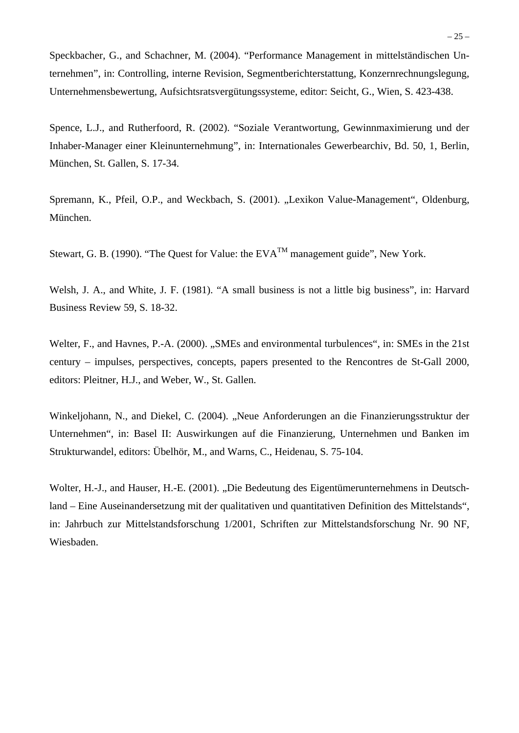Speckbacher, G., and Schachner, M. (2004). “Performance Management in mittelständischen Unternehmen”, in: Controlling, interne Revision, Segmentberichterstattung, Konzernrechnungslegung, Unternehmensbewertung, Aufsichtsratsvergütungssysteme, editor: Seicht, G., Wien, S. 423-438.

Spence, L.J., and Rutherfoord, R. (2002). “Soziale Verantwortung, Gewinnmaximierung und der Inhaber-Manager einer Kleinunternehmung”, in: Internationales Gewerbearchiv, Bd. 50, 1, Berlin, München, St. Gallen, S. 17-34.

Spremann, K., Pfeil, O.P., and Weckbach, S. (2001). „Lexikon Value-Management“, Oldenburg, München.

Stewart, G. B. (1990). “The Quest for Value: the EVA[TM] management guide”, New York.

Welsh, J. A., and White, J. F. (1981). “A small business is not a little big business”, in: Harvard Business Review 59, S. 18-32.

Welter, F., and Havnes, P.-A. (2000). „SMEs and environmental turbulences“, in: SMEs in the 21st century – impulses, perspectives, concepts, papers presented to the Rencontres de St-Gall 2000, editors: Pleitner, H.J., and Weber, W., St. Gallen.

Winkeljohann, N., and Diekel, C. (2004). „Neue Anforderungen an die Finanzierungsstruktur der Unternehmen“, in: Basel II: Auswirkungen auf die Finanzierung, Unternehmen und Banken im Strukturwandel, editors: Übelhör, M., and Warns, C., Heidenau, S. 75-104.

Wolter, H.-J., and Hauser, H.-E. (2001). „Die Bedeutung des Eigentümerunternehmens in Deutschland – Eine Auseinandersetzung mit der qualitativen und quantitativen Definition des Mittelstands“, in: Jahrbuch zur Mittelstandsforschung 1/2001, Schriften zur Mittelstandsforschung Nr. 90 NF, Wiesbaden.